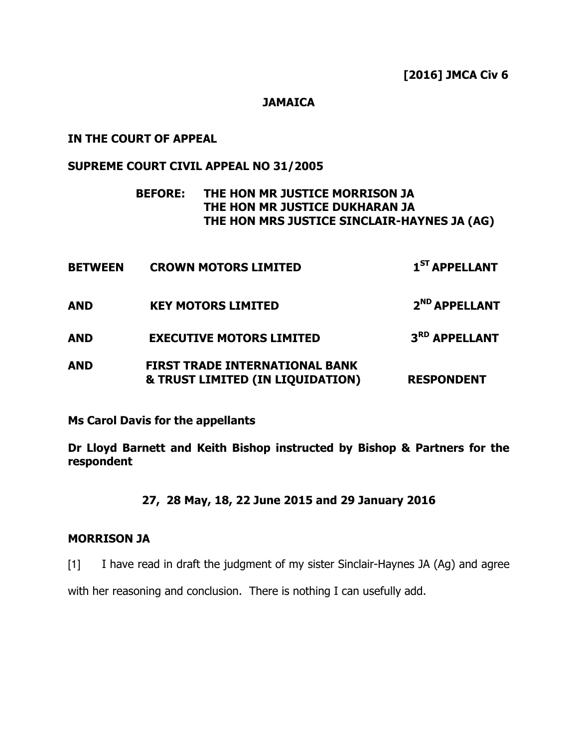**[2016] JMCA Civ 6**

**JAMAICA**

**IN THE COURT OF APPEAL**

**SUPREME COURT CIVIL APPEAL NO 31/2005**

**BEFORE: THE HON MR JUSTICE MORRISON JA**
**THE HON MR JUSTICE DUKHARAN JA**
**THE HON MRS JUSTICE SINCLAIR-HAYNES JA (AG)**

| | | |
|---|---|---|
| **BETWEEN** | **CROWN MOTORS LIMITED** | **1ST APPELLANT** |
| **AND** | **KEY MOTORS LIMITED** | **2ND APPELLANT** |
| **AND** | **EXECUTIVE MOTORS LIMITED** | **3RD APPELLANT** |
| **AND** | **FIRST TRADE INTERNATIONAL BANK & TRUST LIMITED (IN LIQUIDATION)** | **RESPONDENT** |

**Ms Carol Davis for the appellants**

**Dr Lloyd Barnett and Keith Bishop instructed by Bishop & Partners for the respondent**

**27, 28 May, 18, 22 June 2015 and 29 January 2016**

**MORRISON JA**

[1] I have read in draft the judgment of my sister Sinclair-Haynes JA (Ag) and agree with her reasoning and conclusion. There is nothing I can usefully add.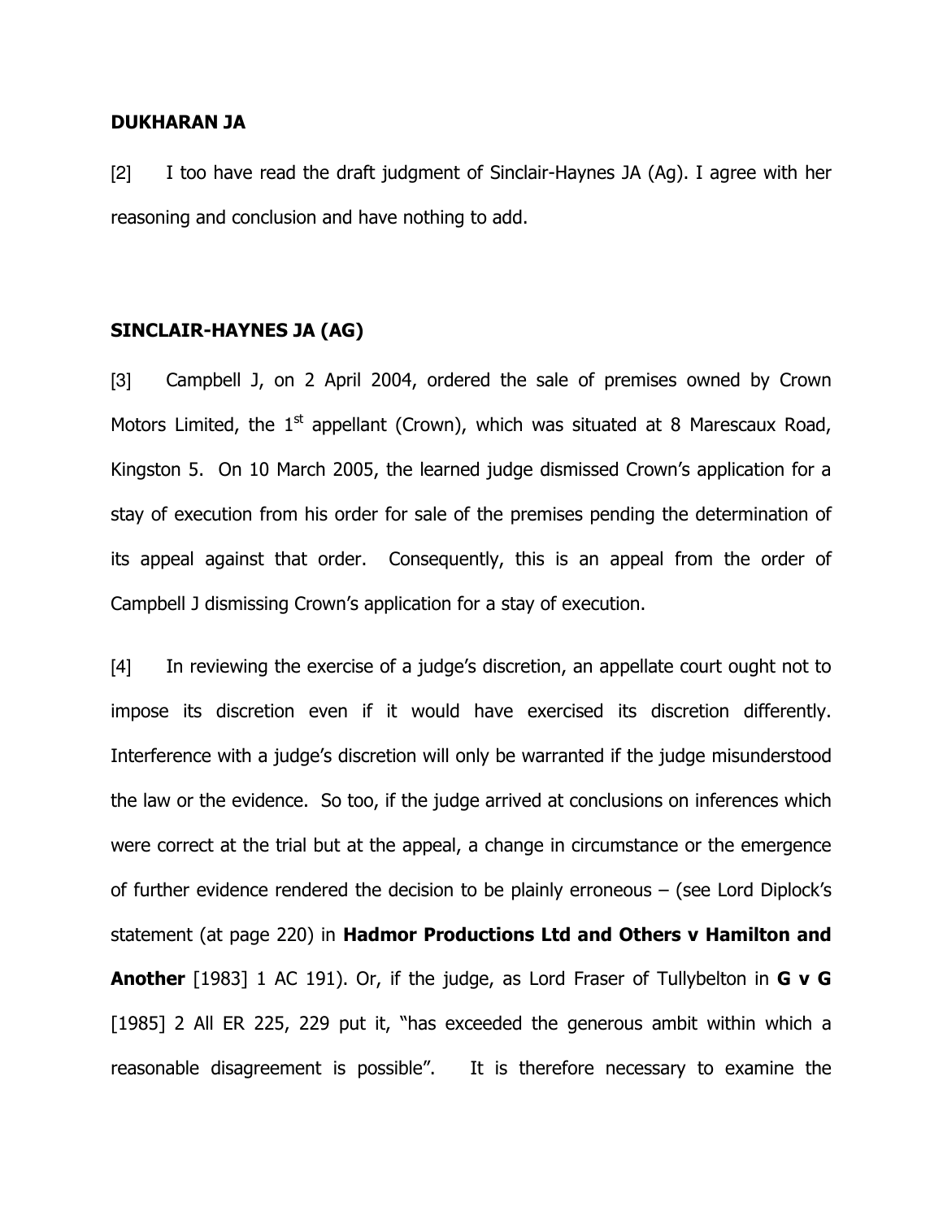**DUKHARAN JA**

[2] I too have read the draft judgment of Sinclair-Haynes JA (Ag). I agree with her reasoning and conclusion and have nothing to add.

**SINCLAIR-HAYNES JA (AG)**

[3] Campbell J, on 2 April 2004, ordered the sale of premises owned by Crown Motors Limited, the 1st appellant (Crown), which was situated at 8 Marescaux Road, Kingston 5. On 10 March 2005, the learned judge dismissed Crown's application for a stay of execution from his order for sale of the premises pending the determination of its appeal against that order. Consequently, this is an appeal from the order of Campbell J dismissing Crown's application for a stay of execution.

[4] In reviewing the exercise of a judge's discretion, an appellate court ought not to impose its discretion even if it would have exercised its discretion differently. Interference with a judge's discretion will only be warranted if the judge misunderstood the law or the evidence. So too, if the judge arrived at conclusions on inferences which were correct at the trial but at the appeal, a change in circumstance or the emergence of further evidence rendered the decision to be plainly erroneous – (see Lord Diplock's statement (at page 220) in **Hadmor Productions Ltd and Others v Hamilton and Another** [1983] 1 AC 191). Or, if the judge, as Lord Fraser of Tullybelton in **G v G** [1985] 2 All ER 225, 229 put it, "has exceeded the generous ambit within which a reasonable disagreement is possible". It is therefore necessary to examine the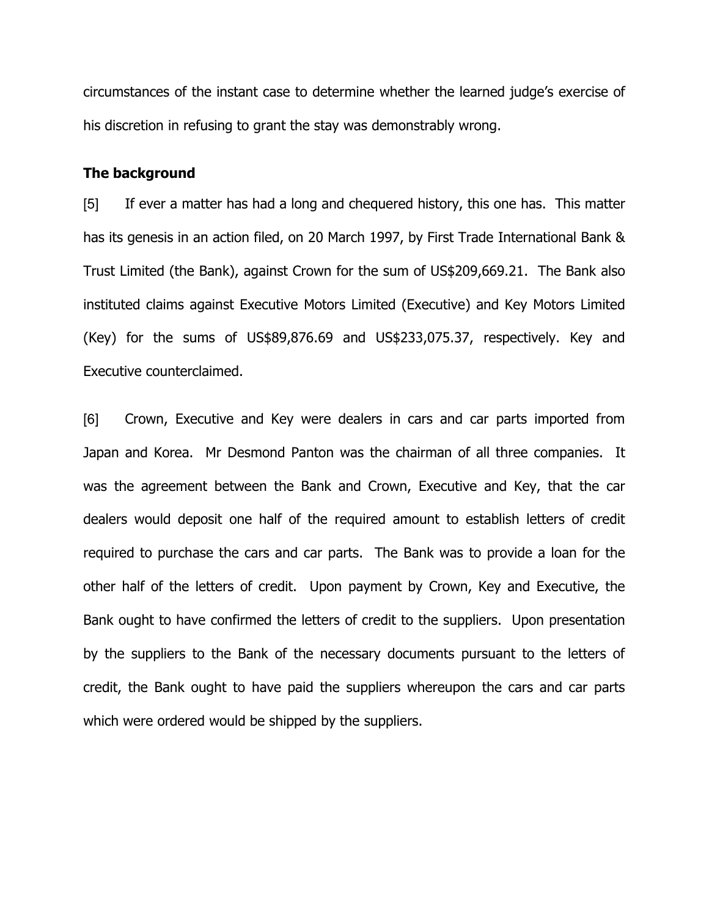circumstances of the instant case to determine whether the learned judge's exercise of his discretion in refusing to grant the stay was demonstrably wrong.

**The background**

[5] If ever a matter has had a long and chequered history, this one has. This matter has its genesis in an action filed, on 20 March 1997, by First Trade International Bank & Trust Limited (the Bank), against Crown for the sum of US$209,669.21. The Bank also instituted claims against Executive Motors Limited (Executive) and Key Motors Limited (Key) for the sums of US$89,876.69 and US$233,075.37, respectively. Key and Executive counterclaimed.

[6] Crown, Executive and Key were dealers in cars and car parts imported from Japan and Korea. Mr Desmond Panton was the chairman of all three companies. It was the agreement between the Bank and Crown, Executive and Key, that the car dealers would deposit one half of the required amount to establish letters of credit required to purchase the cars and car parts. The Bank was to provide a loan for the other half of the letters of credit. Upon payment by Crown, Key and Executive, the Bank ought to have confirmed the letters of credit to the suppliers. Upon presentation by the suppliers to the Bank of the necessary documents pursuant to the letters of credit, the Bank ought to have paid the suppliers whereupon the cars and car parts which were ordered would be shipped by the suppliers.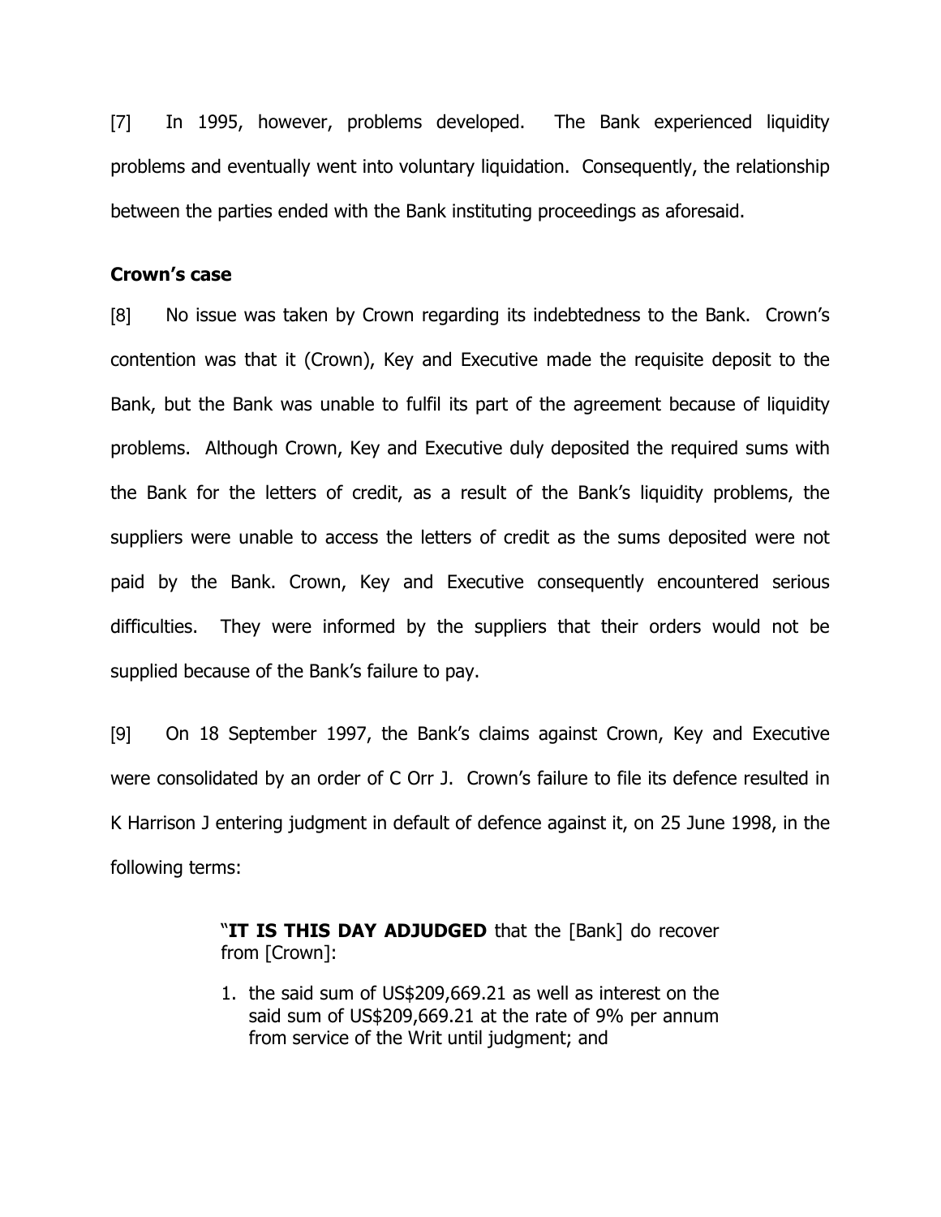[7] In 1995, however, problems developed. The Bank experienced liquidity problems and eventually went into voluntary liquidation. Consequently, the relationship between the parties ended with the Bank instituting proceedings as aforesaid.

**Crown's case**

[8] No issue was taken by Crown regarding its indebtedness to the Bank. Crown's contention was that it (Crown), Key and Executive made the requisite deposit to the Bank, but the Bank was unable to fulfil its part of the agreement because of liquidity problems. Although Crown, Key and Executive duly deposited the required sums with the Bank for the letters of credit, as a result of the Bank's liquidity problems, the suppliers were unable to access the letters of credit as the sums deposited were not paid by the Bank. Crown, Key and Executive consequently encountered serious difficulties. They were informed by the suppliers that their orders would not be supplied because of the Bank's failure to pay.

[9] On 18 September 1997, the Bank's claims against Crown, Key and Executive were consolidated by an order of C Orr J. Crown's failure to file its defence resulted in K Harrison J entering judgment in default of defence against it, on 25 June 1998, in the following terms:

> "**IT IS THIS DAY ADJUDGED** that the [Bank] do recover from [Crown]:
>
> 1. the said sum of US$209,669.21 as well as interest on the said sum of US$209,669.21 at the rate of 9% per annum from service of the Writ until judgment; and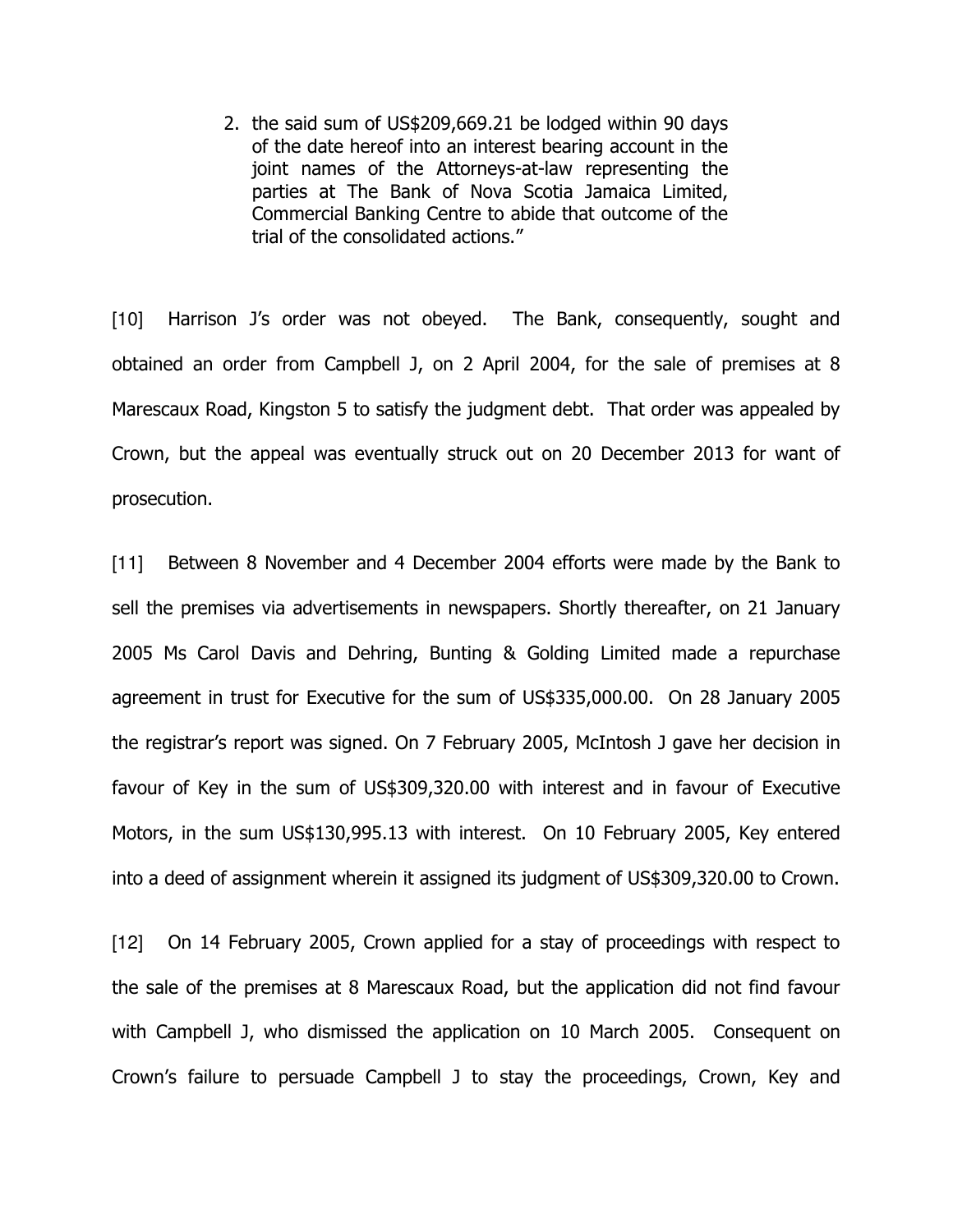2. the said sum of US$209,669.21 be lodged within 90 days of the date hereof into an interest bearing account in the joint names of the Attorneys-at-law representing the parties at The Bank of Nova Scotia Jamaica Limited, Commercial Banking Centre to abide that outcome of the trial of the consolidated actions."

[10] Harrison J's order was not obeyed. The Bank, consequently, sought and obtained an order from Campbell J, on 2 April 2004, for the sale of premises at 8 Marescaux Road, Kingston 5 to satisfy the judgment debt. That order was appealed by Crown, but the appeal was eventually struck out on 20 December 2013 for want of prosecution.

[11] Between 8 November and 4 December 2004 efforts were made by the Bank to sell the premises via advertisements in newspapers. Shortly thereafter, on 21 January 2005 Ms Carol Davis and Dehring, Bunting & Golding Limited made a repurchase agreement in trust for Executive for the sum of US$335,000.00. On 28 January 2005 the registrar's report was signed. On 7 February 2005, McIntosh J gave her decision in favour of Key in the sum of US$309,320.00 with interest and in favour of Executive Motors, in the sum US$130,995.13 with interest. On 10 February 2005, Key entered into a deed of assignment wherein it assigned its judgment of US$309,320.00 to Crown.

[12] On 14 February 2005, Crown applied for a stay of proceedings with respect to the sale of the premises at 8 Marescaux Road, but the application did not find favour with Campbell J, who dismissed the application on 10 March 2005. Consequent on Crown's failure to persuade Campbell J to stay the proceedings, Crown, Key and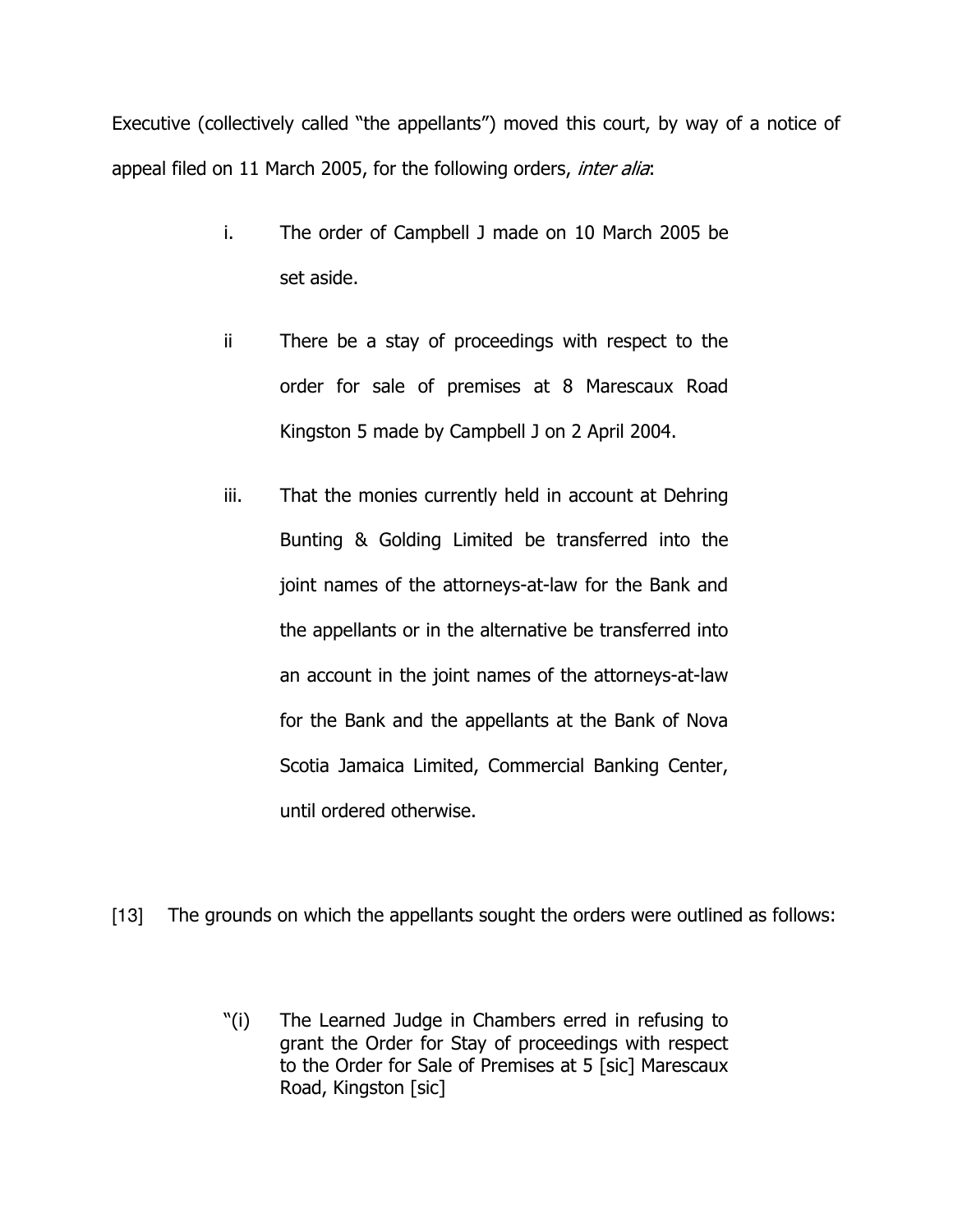Executive (collectively called "the appellants") moved this court, by way of a notice of appeal filed on 11 March 2005, for the following orders, *inter alia*:

> i. The order of Campbell J made on 10 March 2005 be set aside.
>
> ii There be a stay of proceedings with respect to the order for sale of premises at 8 Marescaux Road Kingston 5 made by Campbell J on 2 April 2004.
>
> iii. That the monies currently held in account at Dehring Bunting & Golding Limited be transferred into the joint names of the attorneys-at-law for the Bank and the appellants or in the alternative be transferred into an account in the joint names of the attorneys-at-law for the Bank and the appellants at the Bank of Nova Scotia Jamaica Limited, Commercial Banking Center, until ordered otherwise.

[13] The grounds on which the appellants sought the orders were outlined as follows:

> "(i) The Learned Judge in Chambers erred in refusing to grant the Order for Stay of proceedings with respect to the Order for Sale of Premises at 5 [sic] Marescaux Road, Kingston [sic]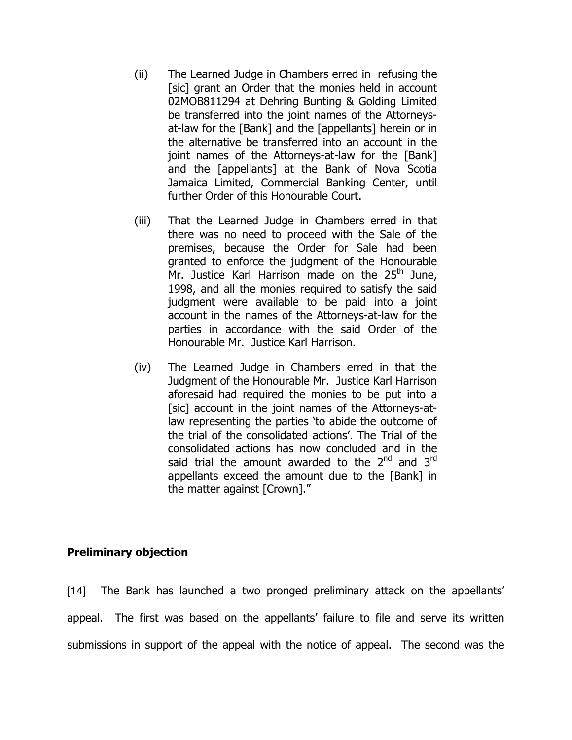(ii) The Learned Judge in Chambers erred in refusing the [sic] grant an Order that the monies held in account 02MOB811294 at Dehring Bunting & Golding Limited be transferred into the joint names of the Attorneys-at-law for the [Bank] and the [appellants] herein or in the alternative be transferred into an account in the joint names of the Attorneys-at-law for the [Bank] and the [appellants] at the Bank of Nova Scotia Jamaica Limited, Commercial Banking Center, until further Order of this Honourable Court.

(iii) That the Learned Judge in Chambers erred in that there was no need to proceed with the Sale of the premises, because the Order for Sale had been granted to enforce the judgment of the Honourable Mr. Justice Karl Harrison made on the 25th June, 1998, and all the monies required to satisfy the said judgment were available to be paid into a joint account in the names of the Attorneys-at-law for the parties in accordance with the said Order of the Honourable Mr. Justice Karl Harrison.

(iv) The Learned Judge in Chambers erred in that the Judgment of the Honourable Mr. Justice Karl Harrison aforesaid had required the monies to be put into a [sic] account in the joint names of the Attorneys-at-law representing the parties 'to abide the outcome of the trial of the consolidated actions'. The Trial of the consolidated actions has now concluded and in the said trial the amount awarded to the 2nd and 3rd appellants exceed the amount due to the [Bank] in the matter against [Crown]."

## Preliminary objection

[14] The Bank has launched a two pronged preliminary attack on the appellants' appeal. The first was based on the appellants' failure to file and serve its written submissions in support of the appeal with the notice of appeal. The second was the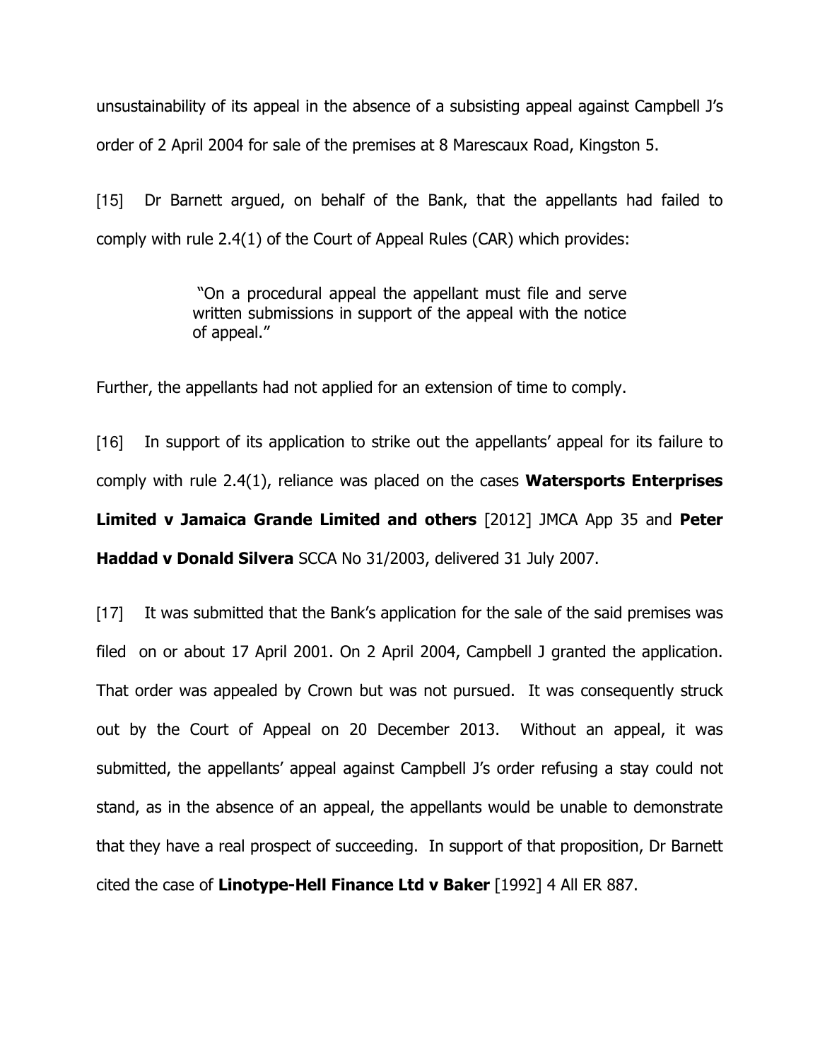unsustainability of its appeal in the absence of a subsisting appeal against Campbell J's order of 2 April 2004 for sale of the premises at 8 Marescaux Road, Kingston 5.

[15] Dr Barnett argued, on behalf of the Bank, that the appellants had failed to comply with rule 2.4(1) of the Court of Appeal Rules (CAR) which provides:

> "On a procedural appeal the appellant must file and serve written submissions in support of the appeal with the notice of appeal."

Further, the appellants had not applied for an extension of time to comply.

[16] In support of its application to strike out the appellants' appeal for its failure to comply with rule 2.4(1), reliance was placed on the cases **Watersports Enterprises Limited v Jamaica Grande Limited and others** [2012] JMCA App 35 and **Peter Haddad v Donald Silvera** SCCA No 31/2003, delivered 31 July 2007.

[17] It was submitted that the Bank's application for the sale of the said premises was filed on or about 17 April 2001. On 2 April 2004, Campbell J granted the application. That order was appealed by Crown but was not pursued. It was consequently struck out by the Court of Appeal on 20 December 2013. Without an appeal, it was submitted, the appellants' appeal against Campbell J's order refusing a stay could not stand, as in the absence of an appeal, the appellants would be unable to demonstrate that they have a real prospect of succeeding. In support of that proposition, Dr Barnett cited the case of **Linotype-Hell Finance Ltd v Baker** [1992] 4 All ER 887.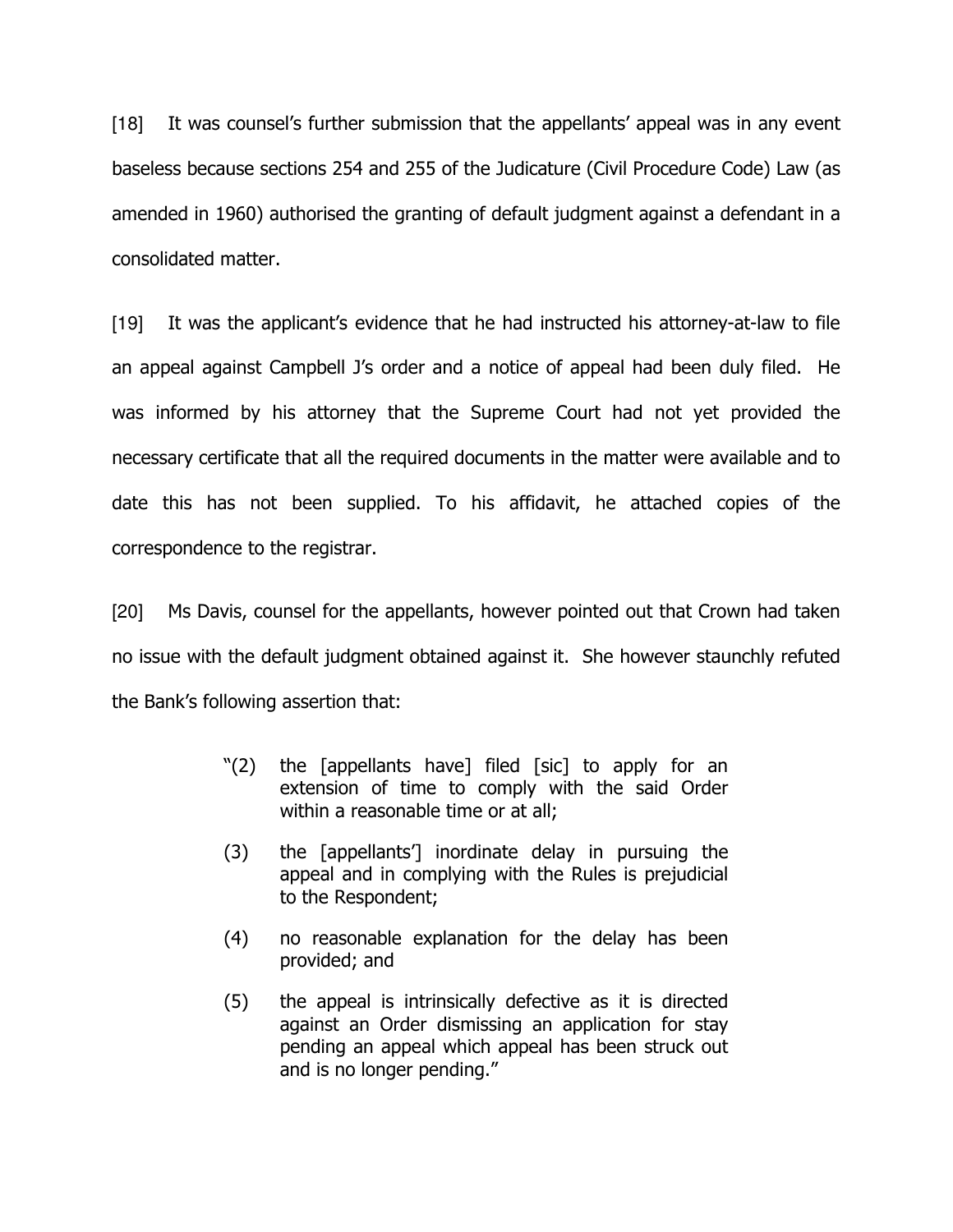[18] It was counsel's further submission that the appellants' appeal was in any event baseless because sections 254 and 255 of the Judicature (Civil Procedure Code) Law (as amended in 1960) authorised the granting of default judgment against a defendant in a consolidated matter.

[19] It was the applicant's evidence that he had instructed his attorney-at-law to file an appeal against Campbell J's order and a notice of appeal had been duly filed. He was informed by his attorney that the Supreme Court had not yet provided the necessary certificate that all the required documents in the matter were available and to date this has not been supplied. To his affidavit, he attached copies of the correspondence to the registrar.

[20] Ms Davis, counsel for the appellants, however pointed out that Crown had taken no issue with the default judgment obtained against it. She however staunchly refuted the Bank's following assertion that:

> "(2) the [appellants have] filed [sic] to apply for an extension of time to comply with the said Order within a reasonable time or at all;
>
> (3) the [appellants'] inordinate delay in pursuing the appeal and in complying with the Rules is prejudicial to the Respondent;
>
> (4) no reasonable explanation for the delay has been provided; and
>
> (5) the appeal is intrinsically defective as it is directed against an Order dismissing an application for stay pending an appeal which appeal has been struck out and is no longer pending."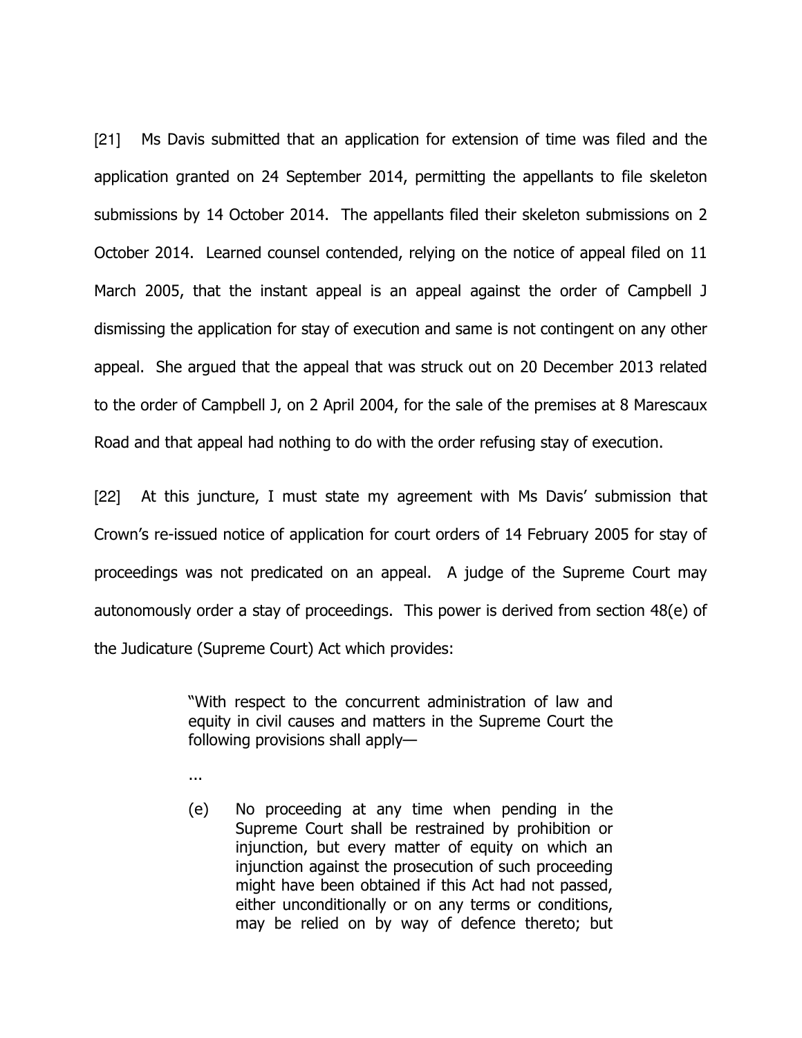[21] Ms Davis submitted that an application for extension of time was filed and the application granted on 24 September 2014, permitting the appellants to file skeleton submissions by 14 October 2014. The appellants filed their skeleton submissions on 2 October 2014. Learned counsel contended, relying on the notice of appeal filed on 11 March 2005, that the instant appeal is an appeal against the order of Campbell J dismissing the application for stay of execution and same is not contingent on any other appeal. She argued that the appeal that was struck out on 20 December 2013 related to the order of Campbell J, on 2 April 2004, for the sale of the premises at 8 Marescaux Road and that appeal had nothing to do with the order refusing stay of execution.

[22] At this juncture, I must state my agreement with Ms Davis' submission that Crown's re-issued notice of application for court orders of 14 February 2005 for stay of proceedings was not predicated on an appeal. A judge of the Supreme Court may autonomously order a stay of proceedings. This power is derived from section 48(e) of the Judicature (Supreme Court) Act which provides:

> "With respect to the concurrent administration of law and equity in civil causes and matters in the Supreme Court the following provisions shall apply—
>
> ...
>
> (e) No proceeding at any time when pending in the Supreme Court shall be restrained by prohibition or injunction, but every matter of equity on which an injunction against the prosecution of such proceeding might have been obtained if this Act had not passed, either unconditionally or on any terms or conditions, may be relied on by way of defence thereto; but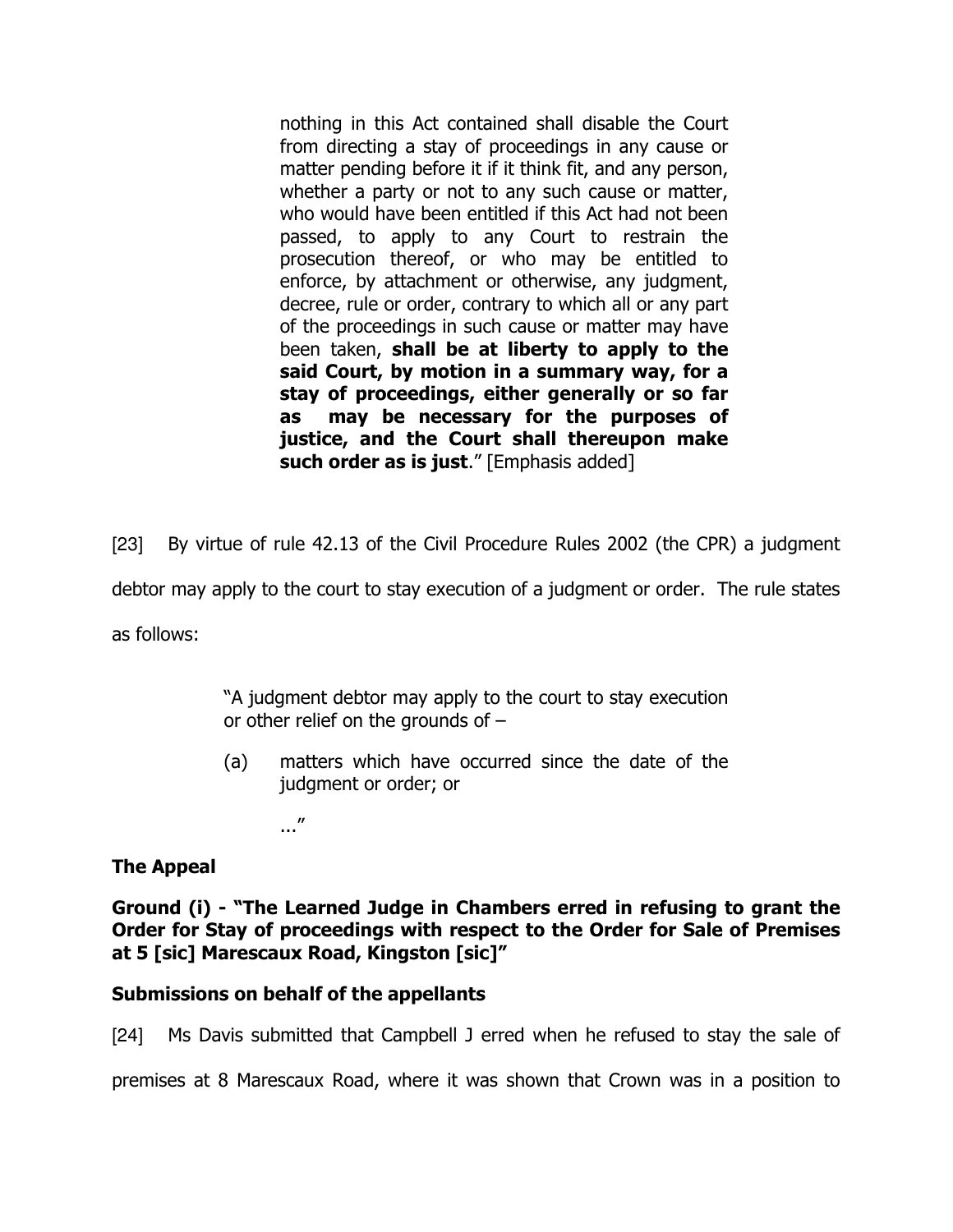> nothing in this Act contained shall disable the Court from directing a stay of proceedings in any cause or matter pending before it if it think fit, and any person, whether a party or not to any such cause or matter, who would have been entitled if this Act had not been passed, to apply to any Court to restrain the prosecution thereof, or who may be entitled to enforce, by attachment or otherwise, any judgment, decree, rule or order, contrary to which all or any part of the proceedings in such cause or matter may have been taken, **shall be at liberty to apply to the said Court, by motion in a summary way, for a stay of proceedings, either generally or so far as may be necessary for the purposes of justice, and the Court shall thereupon make such order as is just**." [Emphasis added]

[23] By virtue of rule 42.13 of the Civil Procedure Rules 2002 (the CPR) a judgment debtor may apply to the court to stay execution of a judgment or order. The rule states as follows:

> "A judgment debtor may apply to the court to stay execution or other relief on the grounds of –
>
> (a) matters which have occurred since the date of the judgment or order; or
>
> ..."

## The Appeal

### Ground (i) - "The Learned Judge in Chambers erred in refusing to grant the Order for Stay of proceedings with respect to the Order for Sale of Premises at 5 [sic] Marescaux Road, Kingston [sic]"

### Submissions on behalf of the appellants

[24] Ms Davis submitted that Campbell J erred when he refused to stay the sale of premises at 8 Marescaux Road, where it was shown that Crown was in a position to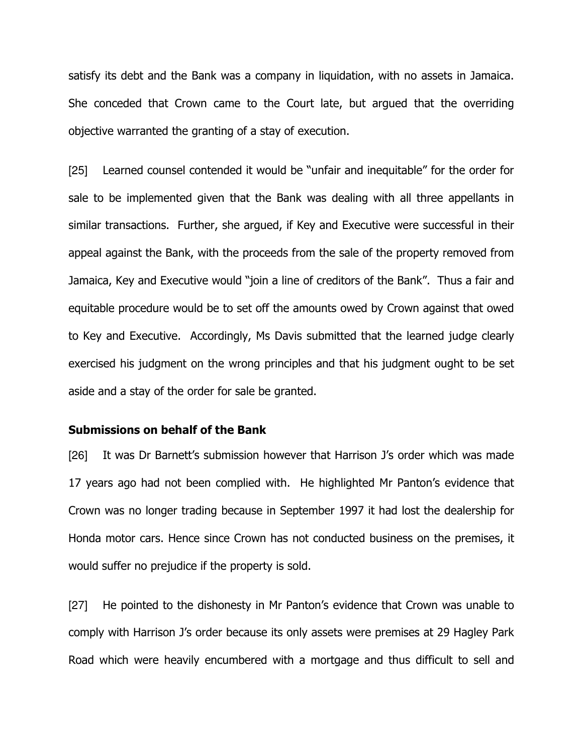satisfy its debt and the Bank was a company in liquidation, with no assets in Jamaica. She conceded that Crown came to the Court late, but argued that the overriding objective warranted the granting of a stay of execution.

[25] Learned counsel contended it would be "unfair and inequitable" for the order for sale to be implemented given that the Bank was dealing with all three appellants in similar transactions. Further, she argued, if Key and Executive were successful in their appeal against the Bank, with the proceeds from the sale of the property removed from Jamaica, Key and Executive would "join a line of creditors of the Bank". Thus a fair and equitable procedure would be to set off the amounts owed by Crown against that owed to Key and Executive. Accordingly, Ms Davis submitted that the learned judge clearly exercised his judgment on the wrong principles and that his judgment ought to be set aside and a stay of the order for sale be granted.

**Submissions on behalf of the Bank**

[26] It was Dr Barnett's submission however that Harrison J's order which was made 17 years ago had not been complied with. He highlighted Mr Panton's evidence that Crown was no longer trading because in September 1997 it had lost the dealership for Honda motor cars. Hence since Crown has not conducted business on the premises, it would suffer no prejudice if the property is sold.

[27] He pointed to the dishonesty in Mr Panton's evidence that Crown was unable to comply with Harrison J's order because its only assets were premises at 29 Hagley Park Road which were heavily encumbered with a mortgage and thus difficult to sell and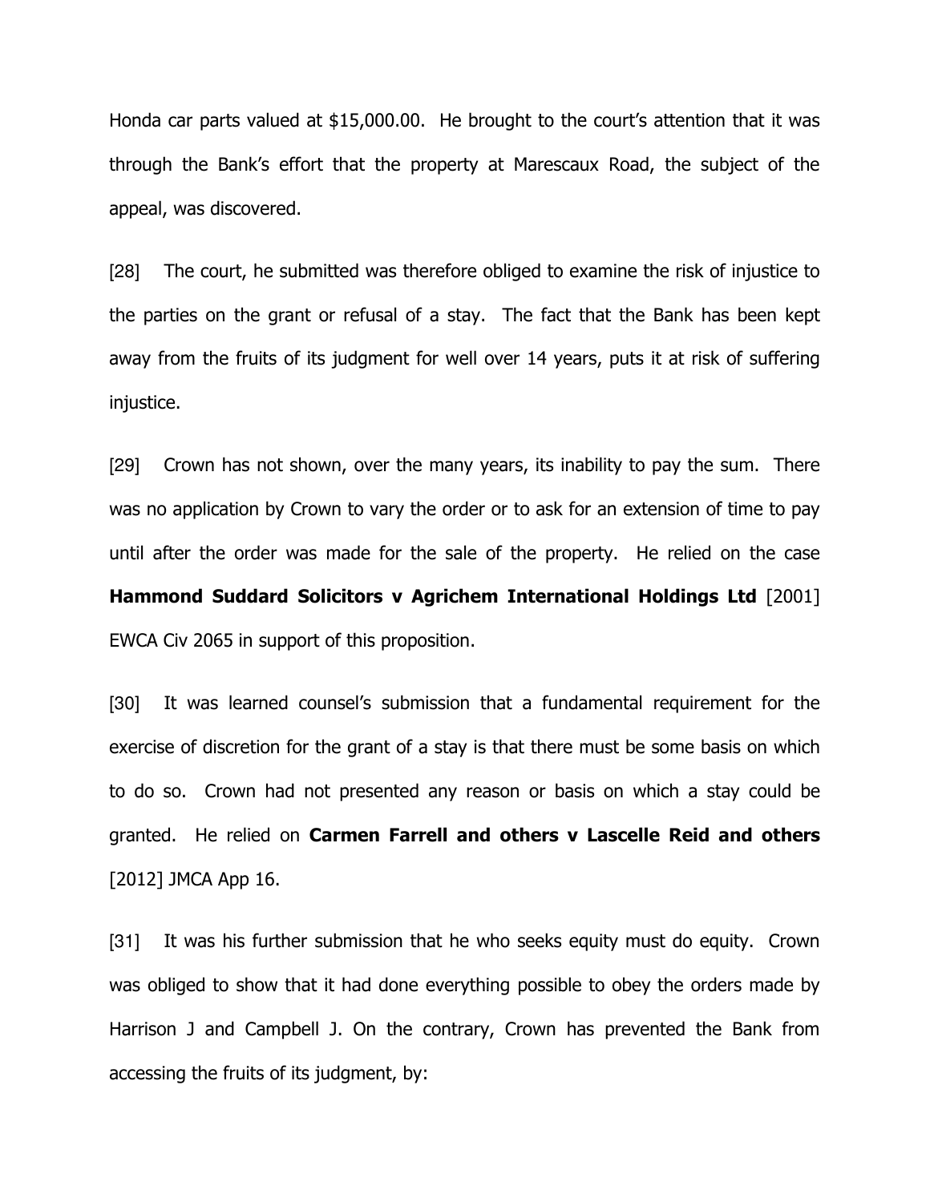Honda car parts valued at $15,000.00. He brought to the court's attention that it was through the Bank's effort that the property at Marescaux Road, the subject of the appeal, was discovered.

[28] The court, he submitted was therefore obliged to examine the risk of injustice to the parties on the grant or refusal of a stay. The fact that the Bank has been kept away from the fruits of its judgment for well over 14 years, puts it at risk of suffering injustice.

[29] Crown has not shown, over the many years, its inability to pay the sum. There was no application by Crown to vary the order or to ask for an extension of time to pay until after the order was made for the sale of the property. He relied on the case **Hammond Suddard Solicitors v Agrichem International Holdings Ltd** [2001] EWCA Civ 2065 in support of this proposition.

[30] It was learned counsel's submission that a fundamental requirement for the exercise of discretion for the grant of a stay is that there must be some basis on which to do so. Crown had not presented any reason or basis on which a stay could be granted. He relied on **Carmen Farrell and others v Lascelle Reid and others** [2012] JMCA App 16.

[31] It was his further submission that he who seeks equity must do equity. Crown was obliged to show that it had done everything possible to obey the orders made by Harrison J and Campbell J. On the contrary, Crown has prevented the Bank from accessing the fruits of its judgment, by: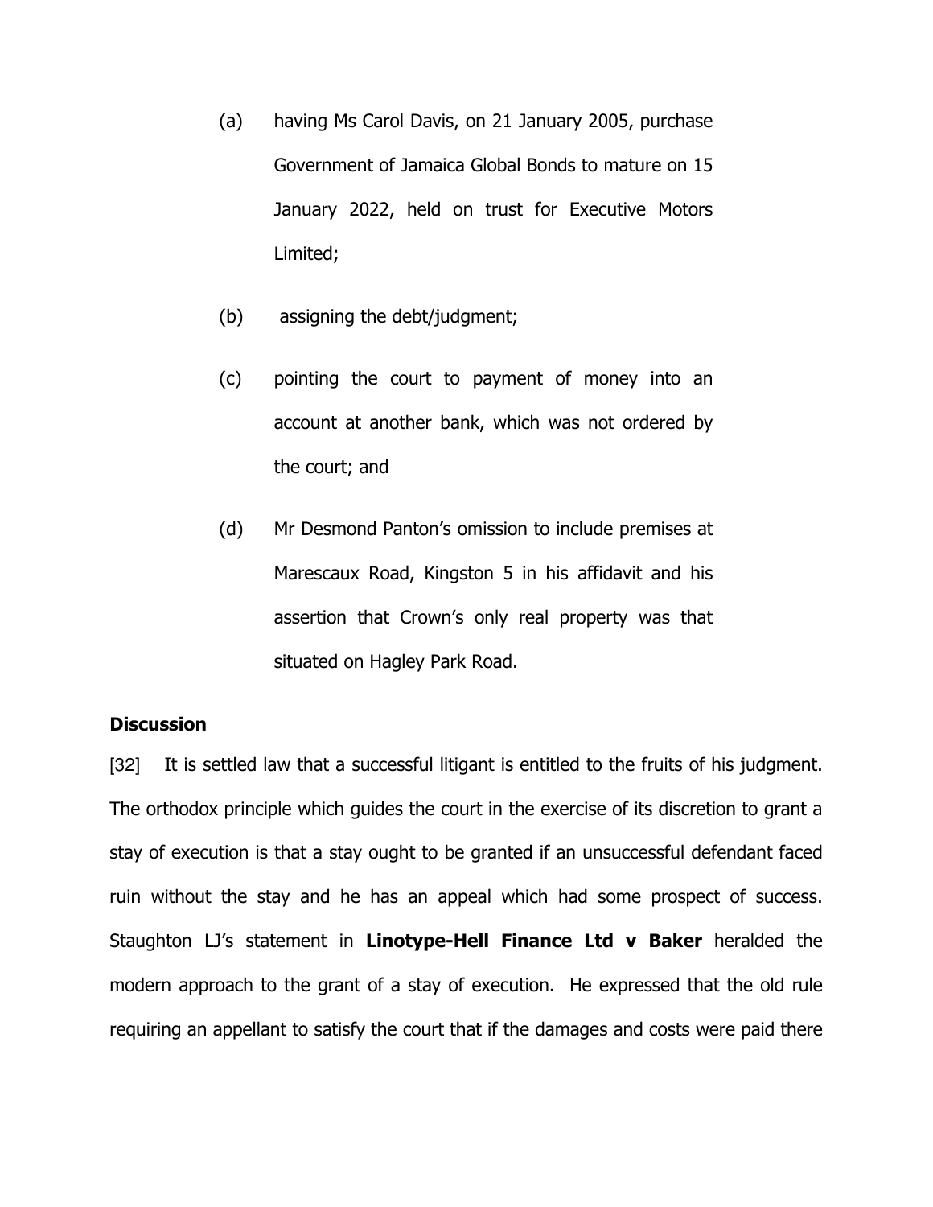(a) having Ms Carol Davis, on 21 January 2005, purchase Government of Jamaica Global Bonds to mature on 15 January 2022, held on trust for Executive Motors Limited;

(b) assigning the debt/judgment;

(c) pointing the court to payment of money into an account at another bank, which was not ordered by the court; and

(d) Mr Desmond Panton's omission to include premises at Marescaux Road, Kingston 5 in his affidavit and his assertion that Crown's only real property was that situated on Hagley Park Road.

**Discussion**

[32] It is settled law that a successful litigant is entitled to the fruits of his judgment. The orthodox principle which guides the court in the exercise of its discretion to grant a stay of execution is that a stay ought to be granted if an unsuccessful defendant faced ruin without the stay and he has an appeal which had some prospect of success. Staughton LJ's statement in **Linotype-Hell Finance Ltd v Baker** heralded the modern approach to the grant of a stay of execution. He expressed that the old rule requiring an appellant to satisfy the court that if the damages and costs were paid there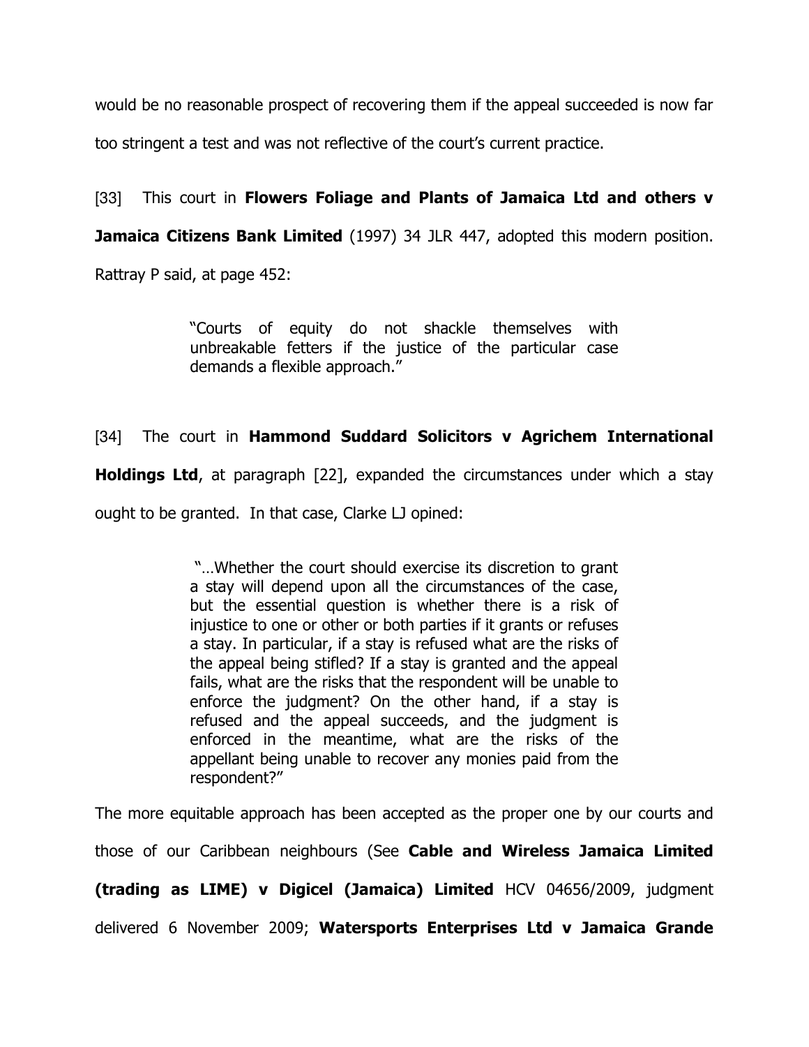would be no reasonable prospect of recovering them if the appeal succeeded is now far too stringent a test and was not reflective of the court's current practice.

[33] This court in **Flowers Foliage and Plants of Jamaica Ltd and others v Jamaica Citizens Bank Limited** (1997) 34 JLR 447, adopted this modern position. Rattray P said, at page 452:

> "Courts of equity do not shackle themselves with unbreakable fetters if the justice of the particular case demands a flexible approach."

[34] The court in **Hammond Suddard Solicitors v Agrichem International Holdings Ltd**, at paragraph [22], expanded the circumstances under which a stay ought to be granted. In that case, Clarke LJ opined:

> "…Whether the court should exercise its discretion to grant a stay will depend upon all the circumstances of the case, but the essential question is whether there is a risk of injustice to one or other or both parties if it grants or refuses a stay. In particular, if a stay is refused what are the risks of the appeal being stifled? If a stay is granted and the appeal fails, what are the risks that the respondent will be unable to enforce the judgment? On the other hand, if a stay is refused and the appeal succeeds, and the judgment is enforced in the meantime, what are the risks of the appellant being unable to recover any monies paid from the respondent?"

The more equitable approach has been accepted as the proper one by our courts and those of our Caribbean neighbours (See **Cable and Wireless Jamaica Limited (trading as LIME) v Digicel (Jamaica) Limited** HCV 04656/2009, judgment delivered 6 November 2009; **Watersports Enterprises Ltd v Jamaica Grande**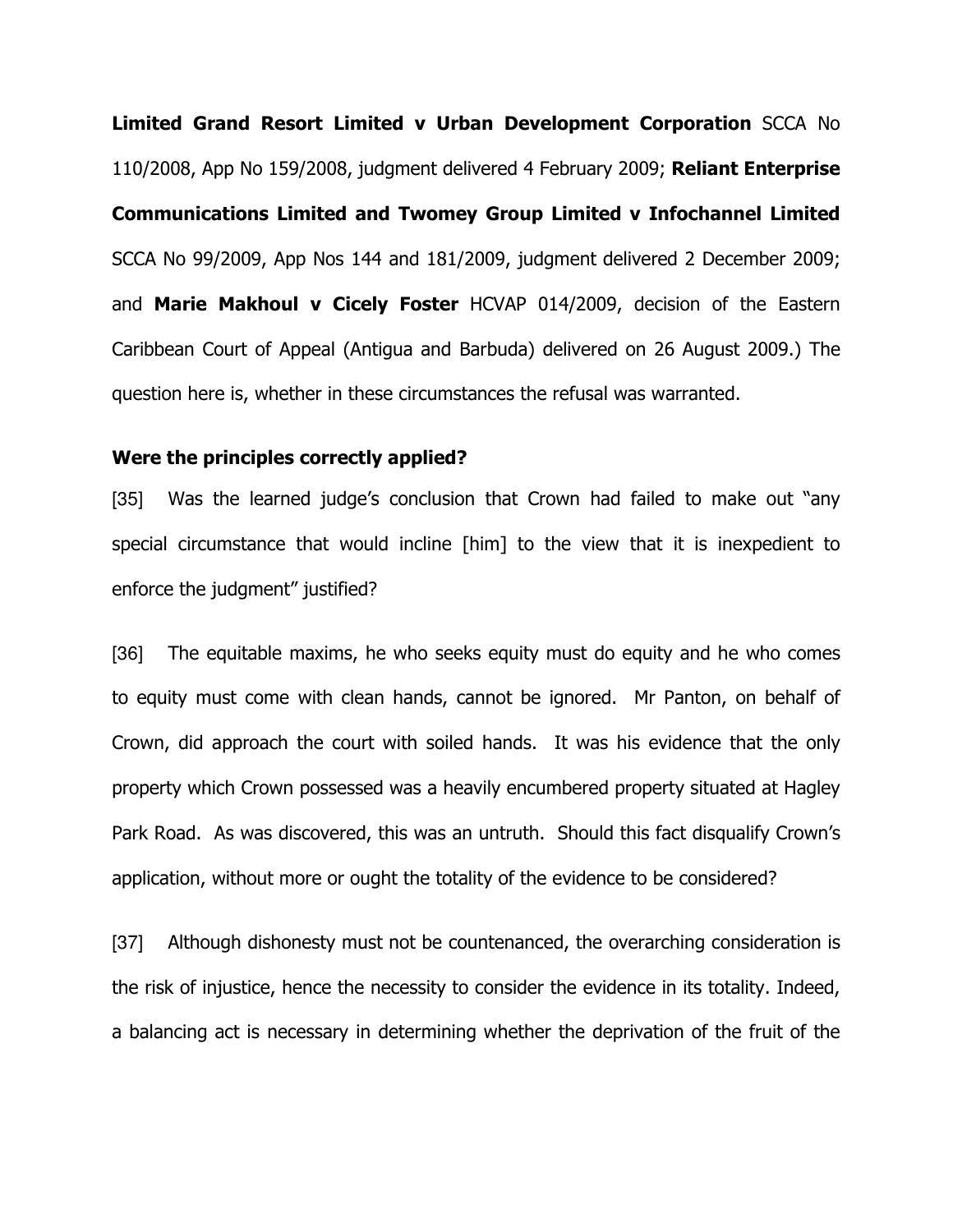**Limited Grand Resort Limited v Urban Development Corporation** SCCA No 110/2008, App No 159/2008, judgment delivered 4 February 2009; **Reliant Enterprise Communications Limited and Twomey Group Limited v Infochannel Limited** SCCA No 99/2009, App Nos 144 and 181/2009, judgment delivered 2 December 2009; and **Marie Makhoul v Cicely Foster** HCVAP 014/2009, decision of the Eastern Caribbean Court of Appeal (Antigua and Barbuda) delivered on 26 August 2009.) The question here is, whether in these circumstances the refusal was warranted.

### Were the principles correctly applied?

[35] Was the learned judge's conclusion that Crown had failed to make out "any special circumstance that would incline [him] to the view that it is inexpedient to enforce the judgment" justified?

[36] The equitable maxims, he who seeks equity must do equity and he who comes to equity must come with clean hands, cannot be ignored. Mr Panton, on behalf of Crown, did approach the court with soiled hands. It was his evidence that the only property which Crown possessed was a heavily encumbered property situated at Hagley Park Road. As was discovered, this was an untruth. Should this fact disqualify Crown's application, without more or ought the totality of the evidence to be considered?

[37] Although dishonesty must not be countenanced, the overarching consideration is the risk of injustice, hence the necessity to consider the evidence in its totality. Indeed, a balancing act is necessary in determining whether the deprivation of the fruit of the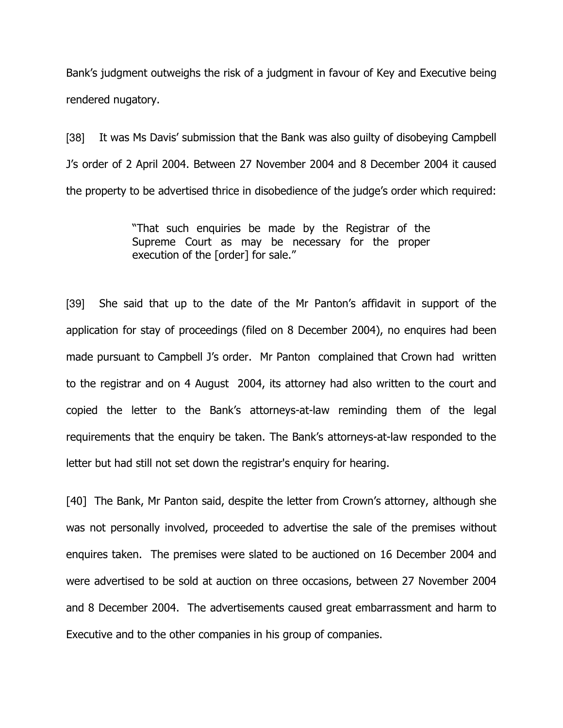Bank's judgment outweighs the risk of a judgment in favour of Key and Executive being rendered nugatory.

[38] It was Ms Davis' submission that the Bank was also guilty of disobeying Campbell J's order of 2 April 2004. Between 27 November 2004 and 8 December 2004 it caused the property to be advertised thrice in disobedience of the judge's order which required:

> "That such enquiries be made by the Registrar of the Supreme Court as may be necessary for the proper execution of the [order] for sale."

[39] She said that up to the date of the Mr Panton's affidavit in support of the application for stay of proceedings (filed on 8 December 2004), no enquires had been made pursuant to Campbell J's order. Mr Panton complained that Crown had written to the registrar and on 4 August 2004, its attorney had also written to the court and copied the letter to the Bank's attorneys-at-law reminding them of the legal requirements that the enquiry be taken. The Bank's attorneys-at-law responded to the letter but had still not set down the registrar's enquiry for hearing.

[40] The Bank, Mr Panton said, despite the letter from Crown's attorney, although she was not personally involved, proceeded to advertise the sale of the premises without enquires taken. The premises were slated to be auctioned on 16 December 2004 and were advertised to be sold at auction on three occasions, between 27 November 2004 and 8 December 2004. The advertisements caused great embarrassment and harm to Executive and to the other companies in his group of companies.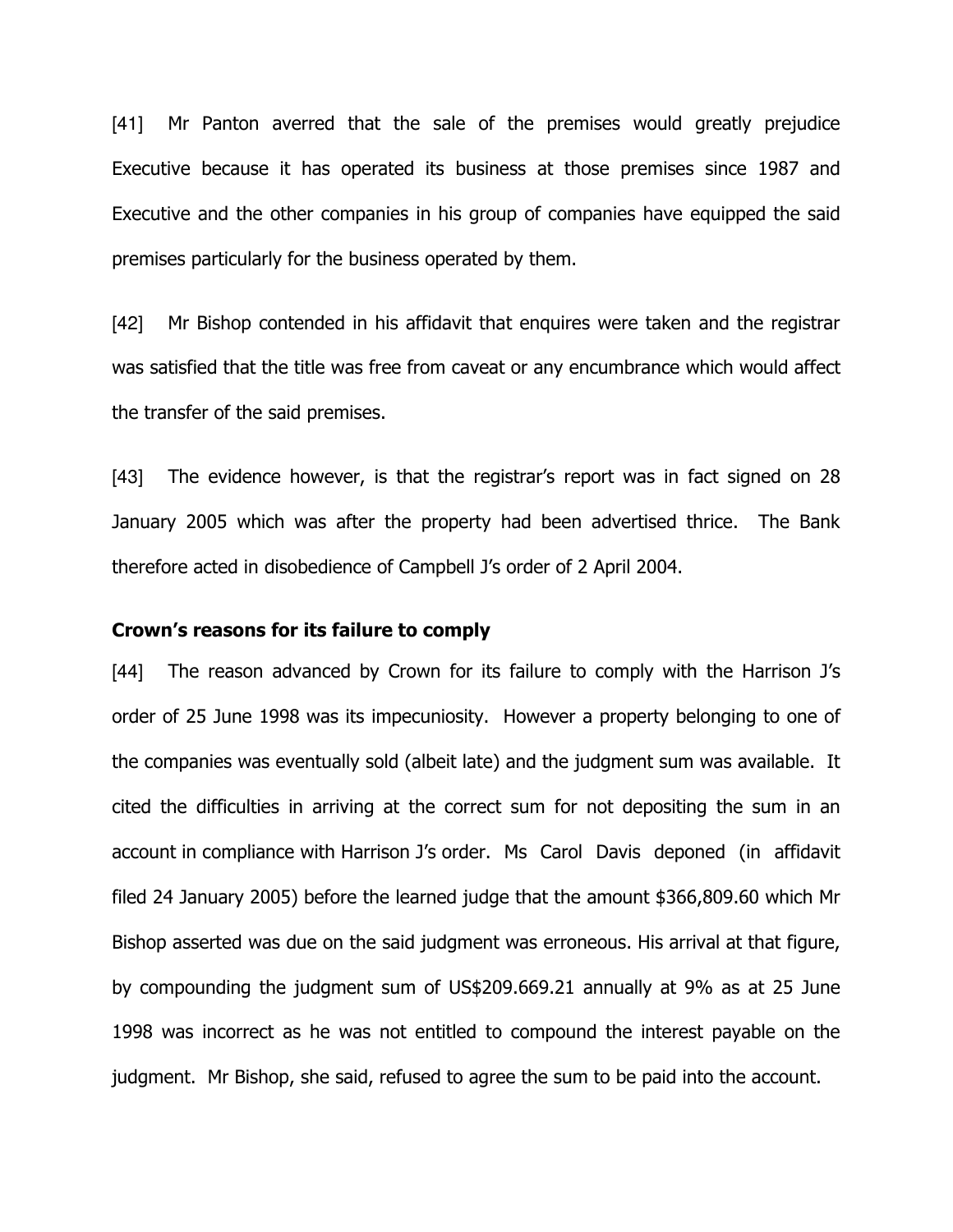[41] Mr Panton averred that the sale of the premises would greatly prejudice Executive because it has operated its business at those premises since 1987 and Executive and the other companies in his group of companies have equipped the said premises particularly for the business operated by them.

[42] Mr Bishop contended in his affidavit that enquires were taken and the registrar was satisfied that the title was free from caveat or any encumbrance which would affect the transfer of the said premises.

[43] The evidence however, is that the registrar's report was in fact signed on 28 January 2005 which was after the property had been advertised thrice. The Bank therefore acted in disobedience of Campbell J's order of 2 April 2004.

**Crown's reasons for its failure to comply**

[44] The reason advanced by Crown for its failure to comply with the Harrison J's order of 25 June 1998 was its impecuniosity. However a property belonging to one of the companies was eventually sold (albeit late) and the judgment sum was available. It cited the difficulties in arriving at the correct sum for not depositing the sum in an account in compliance with Harrison J's order. Ms Carol Davis deponed (in affidavit filed 24 January 2005) before the learned judge that the amount $366,809.60 which Mr Bishop asserted was due on the said judgment was erroneous. His arrival at that figure, by compounding the judgment sum of US$209.669.21 annually at 9% as at 25 June 1998 was incorrect as he was not entitled to compound the interest payable on the judgment. Mr Bishop, she said, refused to agree the sum to be paid into the account.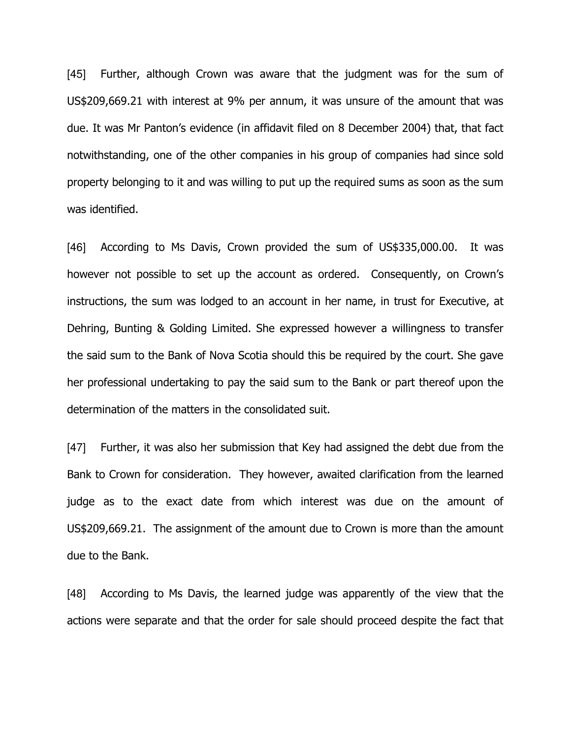[45] Further, although Crown was aware that the judgment was for the sum of US$209,669.21 with interest at 9% per annum, it was unsure of the amount that was due. It was Mr Panton's evidence (in affidavit filed on 8 December 2004) that, that fact notwithstanding, one of the other companies in his group of companies had since sold property belonging to it and was willing to put up the required sums as soon as the sum was identified.

[46] According to Ms Davis, Crown provided the sum of US$335,000.00. It was however not possible to set up the account as ordered. Consequently, on Crown's instructions, the sum was lodged to an account in her name, in trust for Executive, at Dehring, Bunting & Golding Limited. She expressed however a willingness to transfer the said sum to the Bank of Nova Scotia should this be required by the court. She gave her professional undertaking to pay the said sum to the Bank or part thereof upon the determination of the matters in the consolidated suit.

[47] Further, it was also her submission that Key had assigned the debt due from the Bank to Crown for consideration. They however, awaited clarification from the learned judge as to the exact date from which interest was due on the amount of US$209,669.21. The assignment of the amount due to Crown is more than the amount due to the Bank.

[48] According to Ms Davis, the learned judge was apparently of the view that the actions were separate and that the order for sale should proceed despite the fact that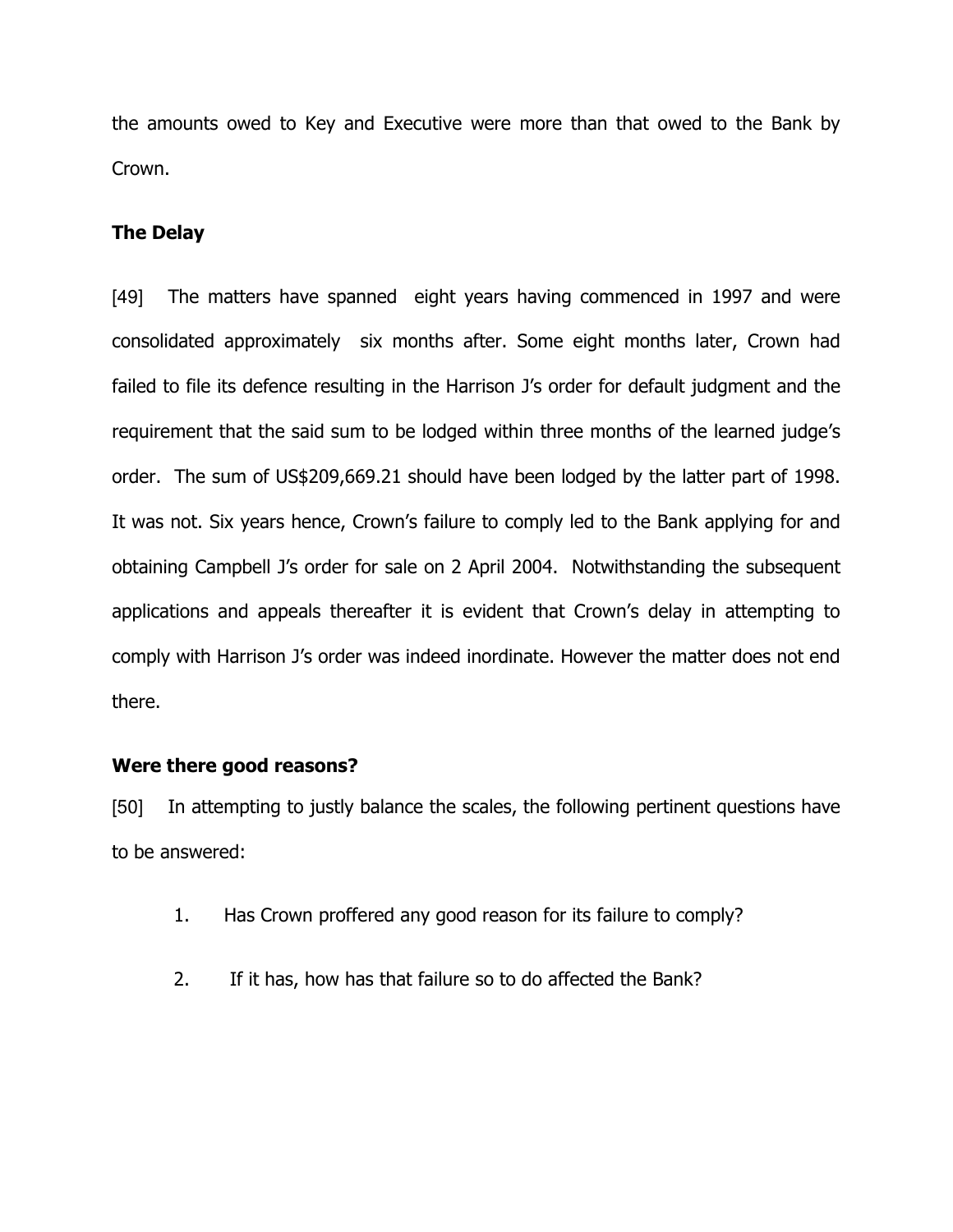the amounts owed to Key and Executive were more than that owed to the Bank by Crown.

**The Delay**

[49] The matters have spanned eight years having commenced in 1997 and were consolidated approximately six months after. Some eight months later, Crown had failed to file its defence resulting in the Harrison J's order for default judgment and the requirement that the said sum to be lodged within three months of the learned judge's order. The sum of US$209,669.21 should have been lodged by the latter part of 1998. It was not. Six years hence, Crown's failure to comply led to the Bank applying for and obtaining Campbell J's order for sale on 2 April 2004. Notwithstanding the subsequent applications and appeals thereafter it is evident that Crown's delay in attempting to comply with Harrison J's order was indeed inordinate. However the matter does not end there.

**Were there good reasons?**

[50] In attempting to justly balance the scales, the following pertinent questions have to be answered:

1. Has Crown proffered any good reason for its failure to comply?

2. If it has, how has that failure so to do affected the Bank?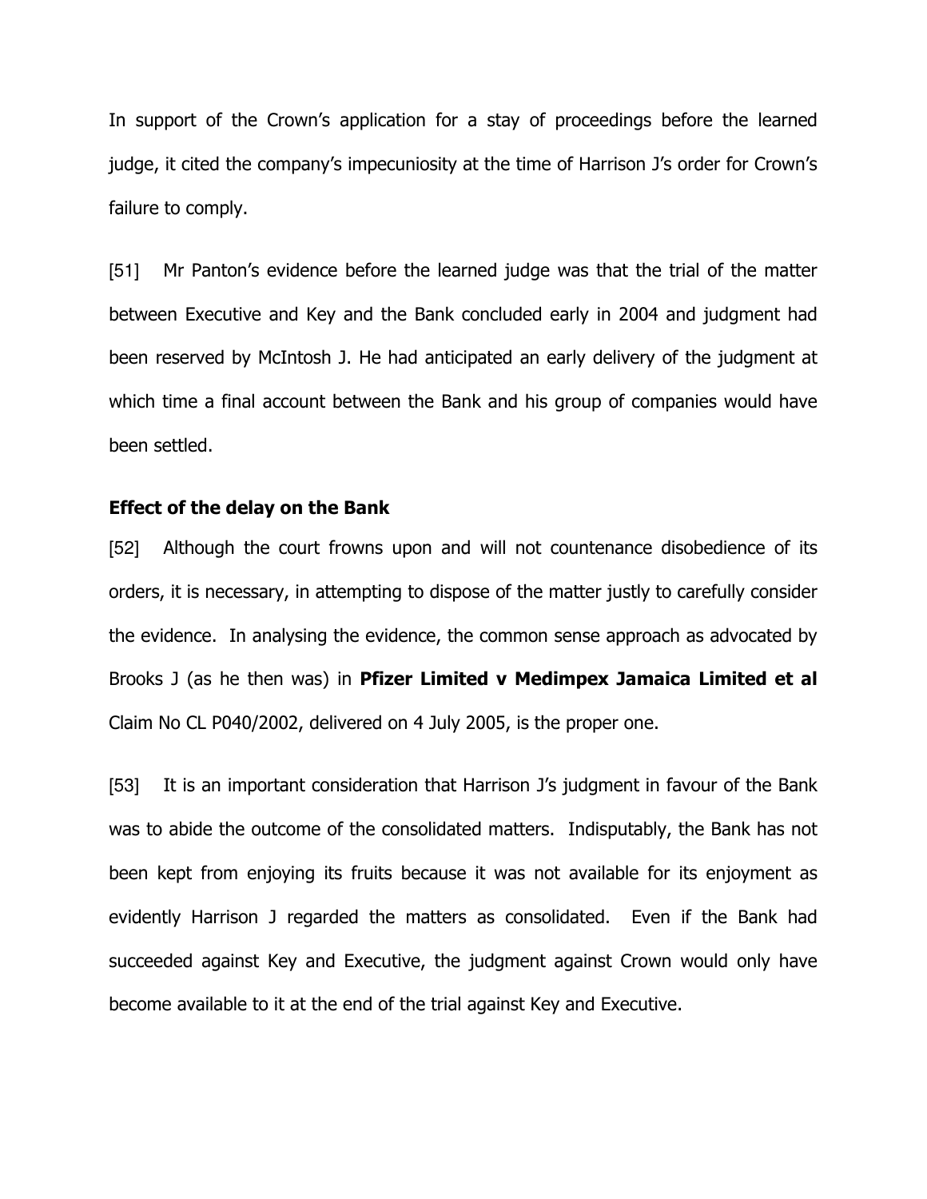In support of the Crown's application for a stay of proceedings before the learned judge, it cited the company's impecuniosity at the time of Harrison J's order for Crown's failure to comply.

[51] Mr Panton's evidence before the learned judge was that the trial of the matter between Executive and Key and the Bank concluded early in 2004 and judgment had been reserved by McIntosh J. He had anticipated an early delivery of the judgment at which time a final account between the Bank and his group of companies would have been settled.

**Effect of the delay on the Bank**

[52] Although the court frowns upon and will not countenance disobedience of its orders, it is necessary, in attempting to dispose of the matter justly to carefully consider the evidence. In analysing the evidence, the common sense approach as advocated by Brooks J (as he then was) in **Pfizer Limited v Medimpex Jamaica Limited et al** Claim No CL P040/2002, delivered on 4 July 2005, is the proper one.

[53] It is an important consideration that Harrison J's judgment in favour of the Bank was to abide the outcome of the consolidated matters. Indisputably, the Bank has not been kept from enjoying its fruits because it was not available for its enjoyment as evidently Harrison J regarded the matters as consolidated. Even if the Bank had succeeded against Key and Executive, the judgment against Crown would only have become available to it at the end of the trial against Key and Executive.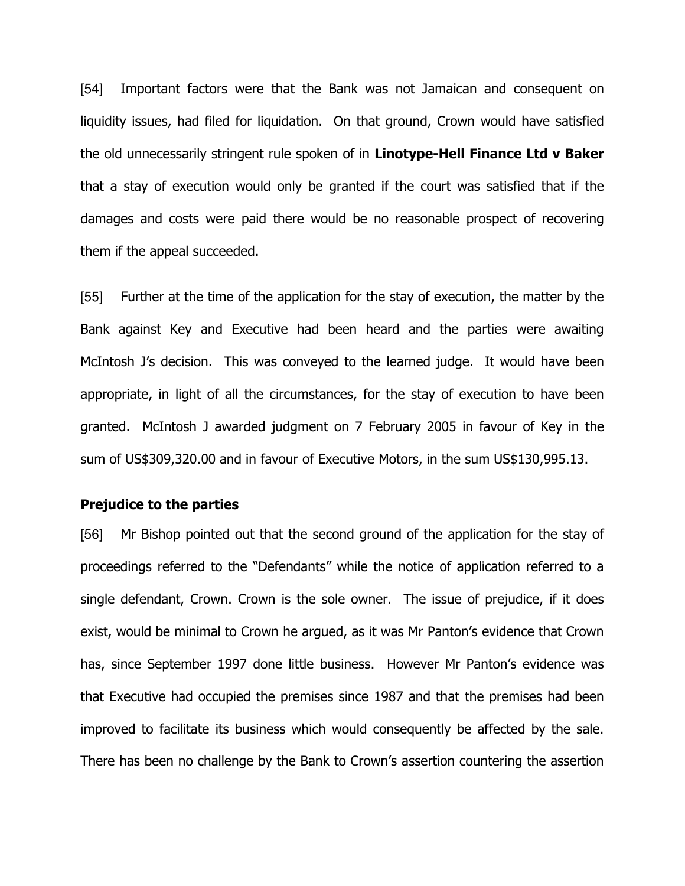[54] Important factors were that the Bank was not Jamaican and consequent on liquidity issues, had filed for liquidation. On that ground, Crown would have satisfied the old unnecessarily stringent rule spoken of in **Linotype-Hell Finance Ltd v Baker** that a stay of execution would only be granted if the court was satisfied that if the damages and costs were paid there would be no reasonable prospect of recovering them if the appeal succeeded.

[55] Further at the time of the application for the stay of execution, the matter by the Bank against Key and Executive had been heard and the parties were awaiting McIntosh J's decision. This was conveyed to the learned judge. It would have been appropriate, in light of all the circumstances, for the stay of execution to have been granted. McIntosh J awarded judgment on 7 February 2005 in favour of Key in the sum of US$309,320.00 and in favour of Executive Motors, in the sum US$130,995.13.

**Prejudice to the parties**

[56] Mr Bishop pointed out that the second ground of the application for the stay of proceedings referred to the "Defendants" while the notice of application referred to a single defendant, Crown. Crown is the sole owner. The issue of prejudice, if it does exist, would be minimal to Crown he argued, as it was Mr Panton's evidence that Crown has, since September 1997 done little business. However Mr Panton's evidence was that Executive had occupied the premises since 1987 and that the premises had been improved to facilitate its business which would consequently be affected by the sale. There has been no challenge by the Bank to Crown's assertion countering the assertion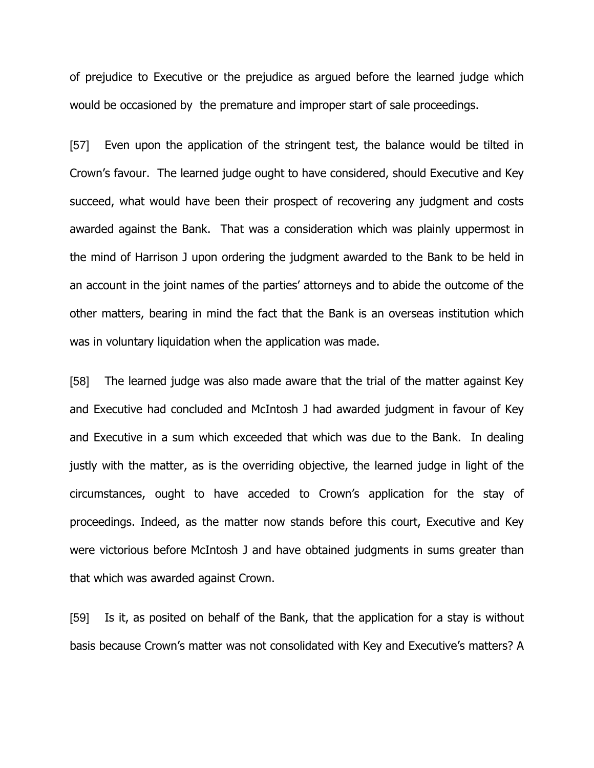of prejudice to Executive or the prejudice as argued before the learned judge which would be occasioned by the premature and improper start of sale proceedings.

[57] Even upon the application of the stringent test, the balance would be tilted in Crown's favour. The learned judge ought to have considered, should Executive and Key succeed, what would have been their prospect of recovering any judgment and costs awarded against the Bank. That was a consideration which was plainly uppermost in the mind of Harrison J upon ordering the judgment awarded to the Bank to be held in an account in the joint names of the parties' attorneys and to abide the outcome of the other matters, bearing in mind the fact that the Bank is an overseas institution which was in voluntary liquidation when the application was made.

[58] The learned judge was also made aware that the trial of the matter against Key and Executive had concluded and McIntosh J had awarded judgment in favour of Key and Executive in a sum which exceeded that which was due to the Bank. In dealing justly with the matter, as is the overriding objective, the learned judge in light of the circumstances, ought to have acceded to Crown's application for the stay of proceedings. Indeed, as the matter now stands before this court, Executive and Key were victorious before McIntosh J and have obtained judgments in sums greater than that which was awarded against Crown.

[59] Is it, as posited on behalf of the Bank, that the application for a stay is without basis because Crown's matter was not consolidated with Key and Executive's matters? A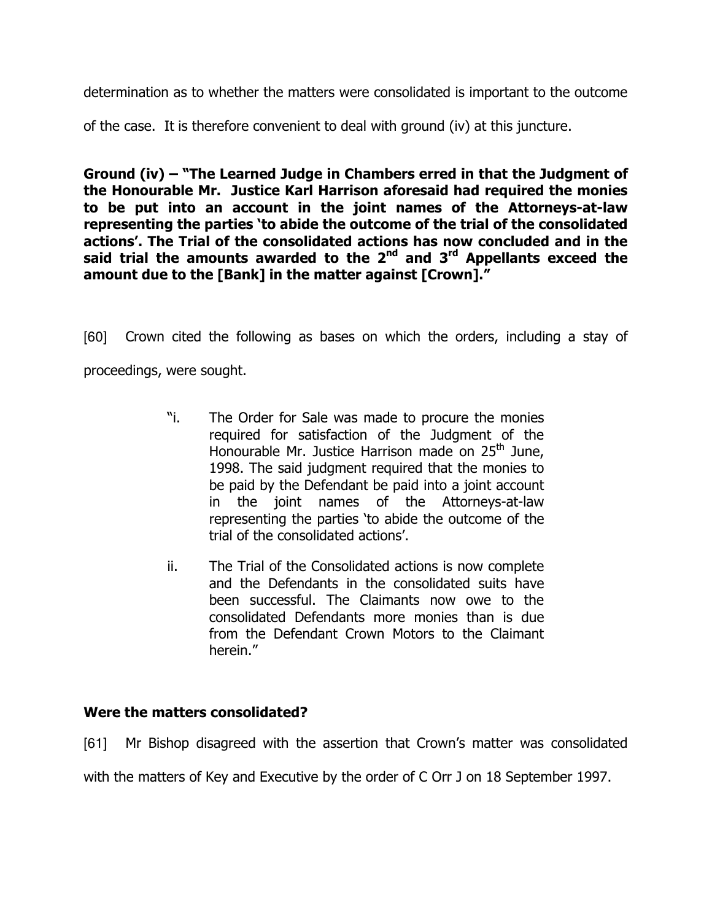determination as to whether the matters were consolidated is important to the outcome of the case. It is therefore convenient to deal with ground (iv) at this juncture.

**Ground (iv) – "The Learned Judge in Chambers erred in that the Judgment of the Honourable Mr. Justice Karl Harrison aforesaid had required the monies to be put into an account in the joint names of the Attorneys-at-law representing the parties 'to abide the outcome of the trial of the consolidated actions'. The Trial of the consolidated actions has now concluded and in the said trial the amounts awarded to the 2nd and 3rd Appellants exceed the amount due to the [Bank] in the matter against [Crown]."**

[60] Crown cited the following as bases on which the orders, including a stay of proceedings, were sought.

> "i. The Order for Sale was made to procure the monies required for satisfaction of the Judgment of the Honourable Mr. Justice Harrison made on 25th June, 1998. The said judgment required that the monies to be paid by the Defendant be paid into a joint account in the joint names of the Attorneys-at-law representing the parties 'to abide the outcome of the trial of the consolidated actions'.
>
> ii. The Trial of the Consolidated actions is now complete and the Defendants in the consolidated suits have been successful. The Claimants now owe to the consolidated Defendants more monies than is due from the Defendant Crown Motors to the Claimant herein."

**Were the matters consolidated?**

[61] Mr Bishop disagreed with the assertion that Crown's matter was consolidated with the matters of Key and Executive by the order of C Orr J on 18 September 1997.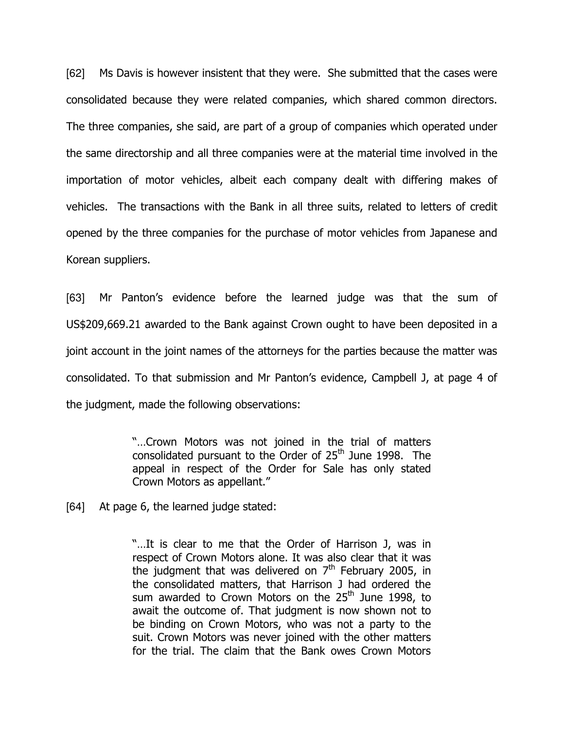[62] Ms Davis is however insistent that they were. She submitted that the cases were consolidated because they were related companies, which shared common directors. The three companies, she said, are part of a group of companies which operated under the same directorship and all three companies were at the material time involved in the importation of motor vehicles, albeit each company dealt with differing makes of vehicles. The transactions with the Bank in all three suits, related to letters of credit opened by the three companies for the purchase of motor vehicles from Japanese and Korean suppliers.

[63] Mr Panton's evidence before the learned judge was that the sum of US$209,669.21 awarded to the Bank against Crown ought to have been deposited in a joint account in the joint names of the attorneys for the parties because the matter was consolidated. To that submission and Mr Panton's evidence, Campbell J, at page 4 of the judgment, made the following observations:

> "…Crown Motors was not joined in the trial of matters consolidated pursuant to the Order of 25th June 1998. The appeal in respect of the Order for Sale has only stated Crown Motors as appellant."

[64] At page 6, the learned judge stated:

> "…It is clear to me that the Order of Harrison J, was in respect of Crown Motors alone. It was also clear that it was the judgment that was delivered on 7th February 2005, in the consolidated matters, that Harrison J had ordered the sum awarded to Crown Motors on the 25th June 1998, to await the outcome of. That judgment is now shown not to be binding on Crown Motors, who was not a party to the suit. Crown Motors was never joined with the other matters for the trial. The claim that the Bank owes Crown Motors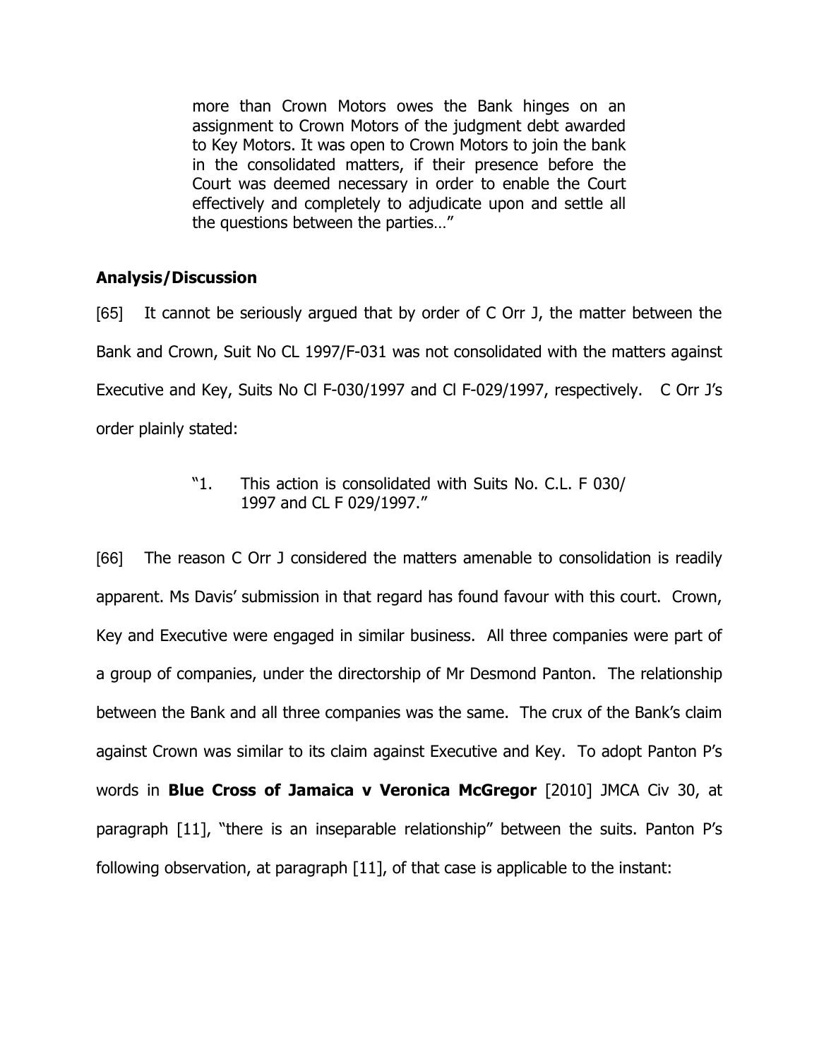> more than Crown Motors owes the Bank hinges on an assignment to Crown Motors of the judgment debt awarded to Key Motors. It was open to Crown Motors to join the bank in the consolidated matters, if their presence before the Court was deemed necessary in order to enable the Court effectively and completely to adjudicate upon and settle all the questions between the parties…"

### Analysis/Discussion

[65] It cannot be seriously argued that by order of C Orr J, the matter between the Bank and Crown, Suit No CL 1997/F-031 was not consolidated with the matters against Executive and Key, Suits No Cl F-030/1997 and Cl F-029/1997, respectively. C Orr J's order plainly stated:

> "1. This action is consolidated with Suits No. C.L. F 030/ 1997 and CL F 029/1997."

[66] The reason C Orr J considered the matters amenable to consolidation is readily apparent. Ms Davis' submission in that regard has found favour with this court. Crown, Key and Executive were engaged in similar business. All three companies were part of a group of companies, under the directorship of Mr Desmond Panton. The relationship between the Bank and all three companies was the same. The crux of the Bank's claim against Crown was similar to its claim against Executive and Key. To adopt Panton P's words in **Blue Cross of Jamaica v Veronica McGregor** [2010] JMCA Civ 30, at paragraph [11], "there is an inseparable relationship" between the suits. Panton P's following observation, at paragraph [11], of that case is applicable to the instant: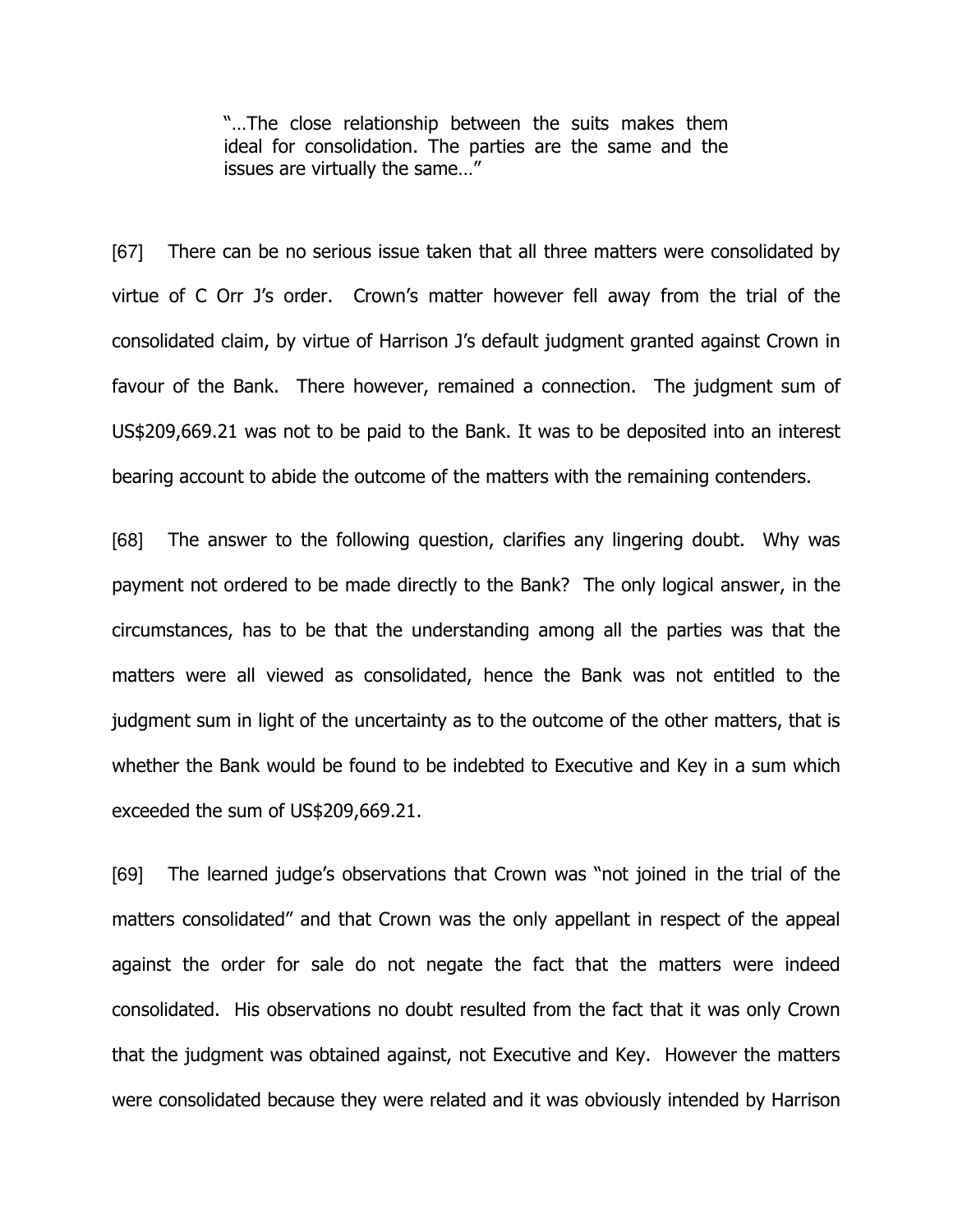> "…The close relationship between the suits makes them ideal for consolidation. The parties are the same and the issues are virtually the same…"

[67] There can be no serious issue taken that all three matters were consolidated by virtue of C Orr J's order. Crown's matter however fell away from the trial of the consolidated claim, by virtue of Harrison J's default judgment granted against Crown in favour of the Bank. There however, remained a connection. The judgment sum of US$209,669.21 was not to be paid to the Bank. It was to be deposited into an interest bearing account to abide the outcome of the matters with the remaining contenders.

[68] The answer to the following question, clarifies any lingering doubt. Why was payment not ordered to be made directly to the Bank? The only logical answer, in the circumstances, has to be that the understanding among all the parties was that the matters were all viewed as consolidated, hence the Bank was not entitled to the judgment sum in light of the uncertainty as to the outcome of the other matters, that is whether the Bank would be found to be indebted to Executive and Key in a sum which exceeded the sum of US$209,669.21.

[69] The learned judge's observations that Crown was "not joined in the trial of the matters consolidated" and that Crown was the only appellant in respect of the appeal against the order for sale do not negate the fact that the matters were indeed consolidated. His observations no doubt resulted from the fact that it was only Crown that the judgment was obtained against, not Executive and Key. However the matters were consolidated because they were related and it was obviously intended by Harrison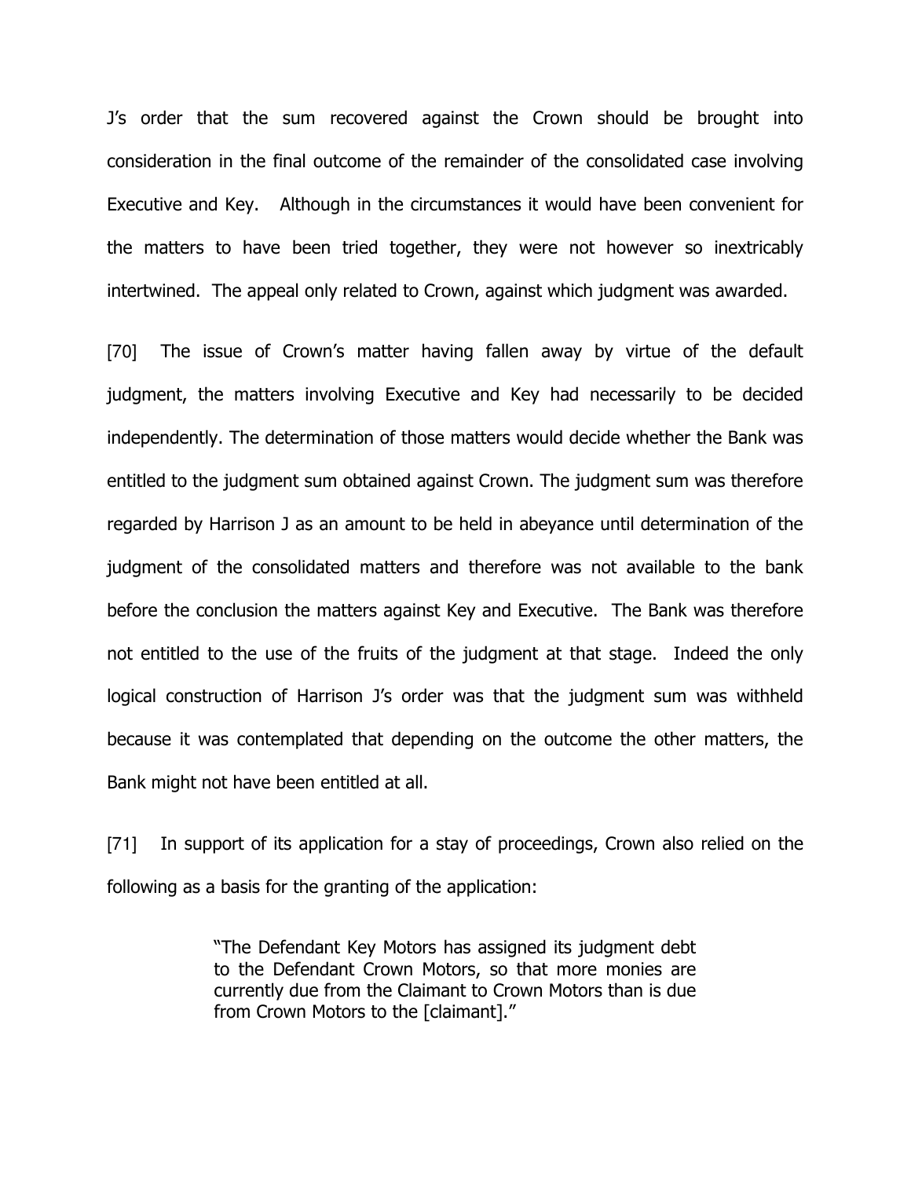J's order that the sum recovered against the Crown should be brought into consideration in the final outcome of the remainder of the consolidated case involving Executive and Key. Although in the circumstances it would have been convenient for the matters to have been tried together, they were not however so inextricably intertwined. The appeal only related to Crown, against which judgment was awarded.

[70] The issue of Crown's matter having fallen away by virtue of the default judgment, the matters involving Executive and Key had necessarily to be decided independently. The determination of those matters would decide whether the Bank was entitled to the judgment sum obtained against Crown. The judgment sum was therefore regarded by Harrison J as an amount to be held in abeyance until determination of the judgment of the consolidated matters and therefore was not available to the bank before the conclusion the matters against Key and Executive. The Bank was therefore not entitled to the use of the fruits of the judgment at that stage. Indeed the only logical construction of Harrison J's order was that the judgment sum was withheld because it was contemplated that depending on the outcome the other matters, the Bank might not have been entitled at all.

[71] In support of its application for a stay of proceedings, Crown also relied on the following as a basis for the granting of the application:

> "The Defendant Key Motors has assigned its judgment debt to the Defendant Crown Motors, so that more monies are currently due from the Claimant to Crown Motors than is due from Crown Motors to the [claimant]."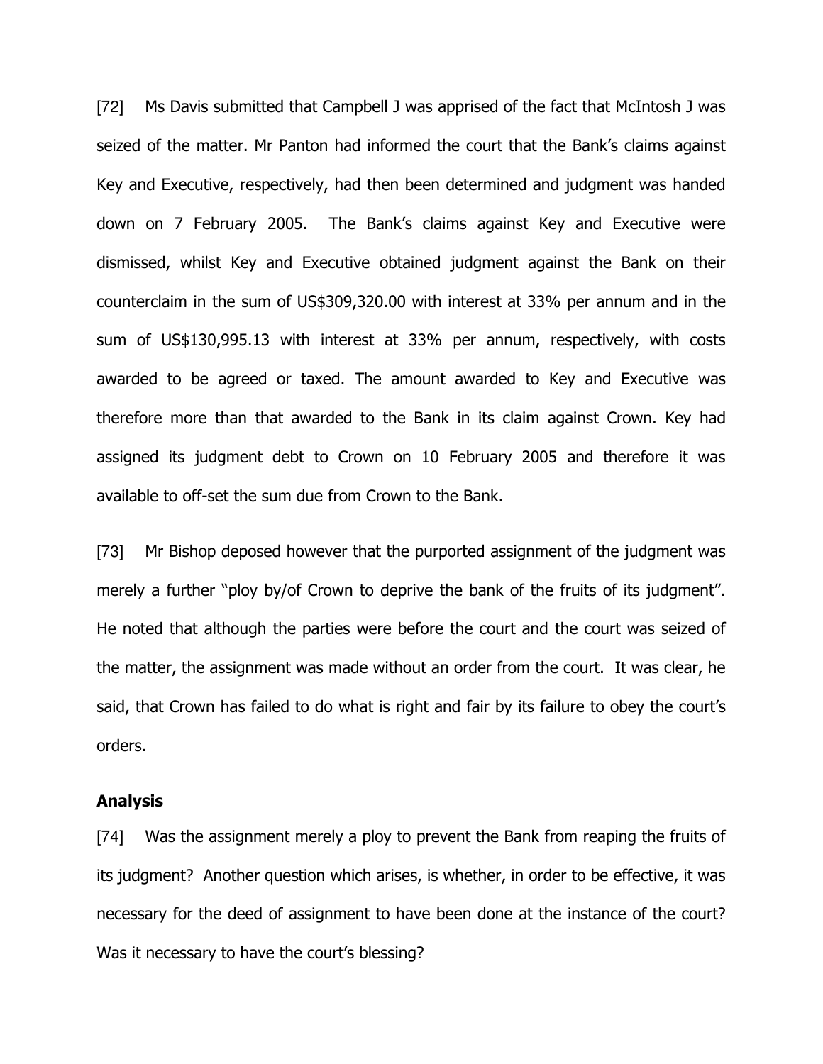[72] Ms Davis submitted that Campbell J was apprised of the fact that McIntosh J was seized of the matter. Mr Panton had informed the court that the Bank's claims against Key and Executive, respectively, had then been determined and judgment was handed down on 7 February 2005. The Bank's claims against Key and Executive were dismissed, whilst Key and Executive obtained judgment against the Bank on their counterclaim in the sum of US$309,320.00 with interest at 33% per annum and in the sum of US$130,995.13 with interest at 33% per annum, respectively, with costs awarded to be agreed or taxed. The amount awarded to Key and Executive was therefore more than that awarded to the Bank in its claim against Crown. Key had assigned its judgment debt to Crown on 10 February 2005 and therefore it was available to off-set the sum due from Crown to the Bank.

[73] Mr Bishop deposed however that the purported assignment of the judgment was merely a further "ploy by/of Crown to deprive the bank of the fruits of its judgment". He noted that although the parties were before the court and the court was seized of the matter, the assignment was made without an order from the court. It was clear, he said, that Crown has failed to do what is right and fair by its failure to obey the court's orders.

**Analysis**

[74] Was the assignment merely a ploy to prevent the Bank from reaping the fruits of its judgment? Another question which arises, is whether, in order to be effective, it was necessary for the deed of assignment to have been done at the instance of the court? Was it necessary to have the court's blessing?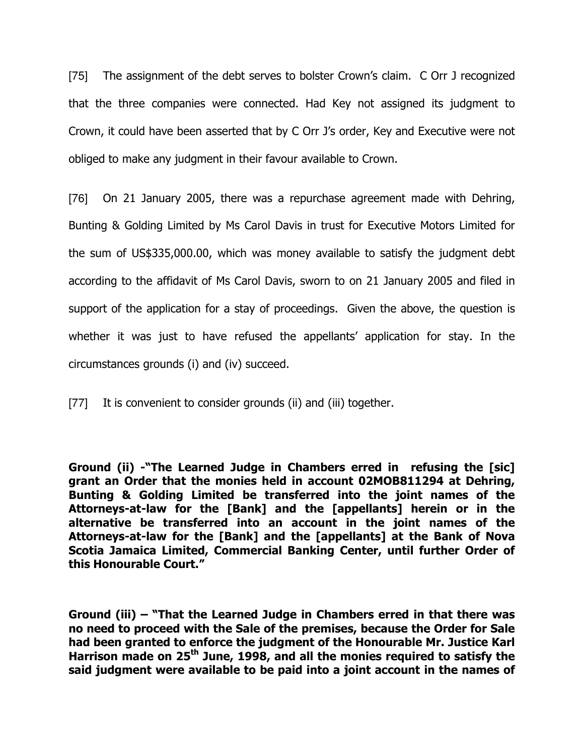[75] The assignment of the debt serves to bolster Crown's claim. C Orr J recognized that the three companies were connected. Had Key not assigned its judgment to Crown, it could have been asserted that by C Orr J's order, Key and Executive were not obliged to make any judgment in their favour available to Crown.

[76] On 21 January 2005, there was a repurchase agreement made with Dehring, Bunting & Golding Limited by Ms Carol Davis in trust for Executive Motors Limited for the sum of US$335,000.00, which was money available to satisfy the judgment debt according to the affidavit of Ms Carol Davis, sworn to on 21 January 2005 and filed in support of the application for a stay of proceedings. Given the above, the question is whether it was just to have refused the appellants' application for stay. In the circumstances grounds (i) and (iv) succeed.

[77] It is convenient to consider grounds (ii) and (iii) together.

**Ground (ii) -"The Learned Judge in Chambers erred in refusing the [sic] grant an Order that the monies held in account 02MOB811294 at Dehring, Bunting & Golding Limited be transferred into the joint names of the Attorneys-at-law for the [Bank] and the [appellants] herein or in the alternative be transferred into an account in the joint names of the Attorneys-at-law for the [Bank] and the [appellants] at the Bank of Nova Scotia Jamaica Limited, Commercial Banking Center, until further Order of this Honourable Court."**

**Ground (iii) – "That the Learned Judge in Chambers erred in that there was no need to proceed with the Sale of the premises, because the Order for Sale had been granted to enforce the judgment of the Honourable Mr. Justice Karl Harrison made on 25th June, 1998, and all the monies required to satisfy the said judgment were available to be paid into a joint account in the names of**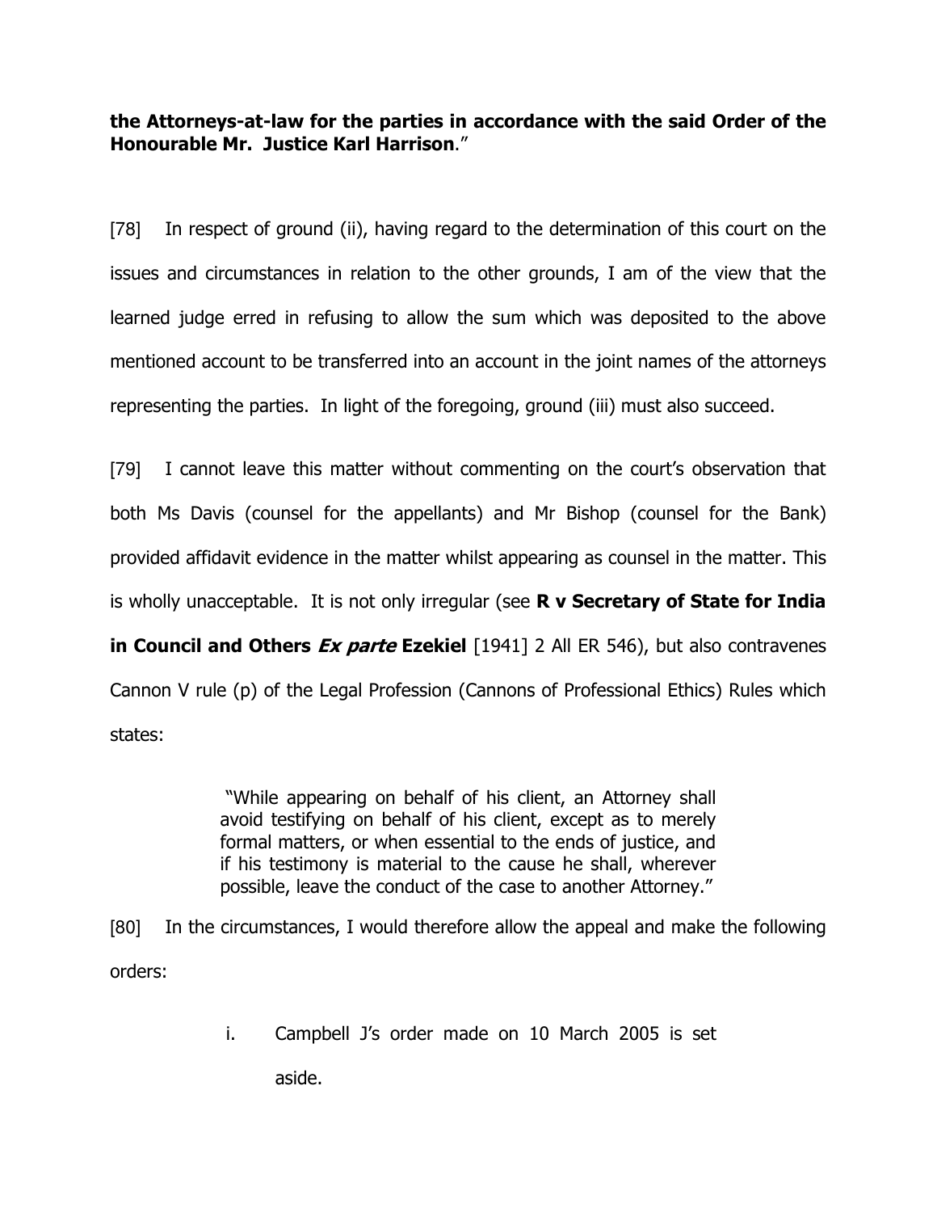**the Attorneys-at-law for the parties in accordance with the said Order of the Honourable Mr. Justice Karl Harrison**."

[78] In respect of ground (ii), having regard to the determination of this court on the issues and circumstances in relation to the other grounds, I am of the view that the learned judge erred in refusing to allow the sum which was deposited to the above mentioned account to be transferred into an account in the joint names of the attorneys representing the parties. In light of the foregoing, ground (iii) must also succeed.

[79] I cannot leave this matter without commenting on the court's observation that both Ms Davis (counsel for the appellants) and Mr Bishop (counsel for the Bank) provided affidavit evidence in the matter whilst appearing as counsel in the matter. This is wholly unacceptable. It is not only irregular (see **R v Secretary of State for India in Council and Others *Ex parte* Ezekiel** [1941] 2 All ER 546), but also contravenes Cannon V rule (p) of the Legal Profession (Cannons of Professional Ethics) Rules which states:

> "While appearing on behalf of his client, an Attorney shall avoid testifying on behalf of his client, except as to merely formal matters, or when essential to the ends of justice, and if his testimony is material to the cause he shall, wherever possible, leave the conduct of the case to another Attorney."

[80] In the circumstances, I would therefore allow the appeal and make the following orders:

i. Campbell J's order made on 10 March 2005 is set aside.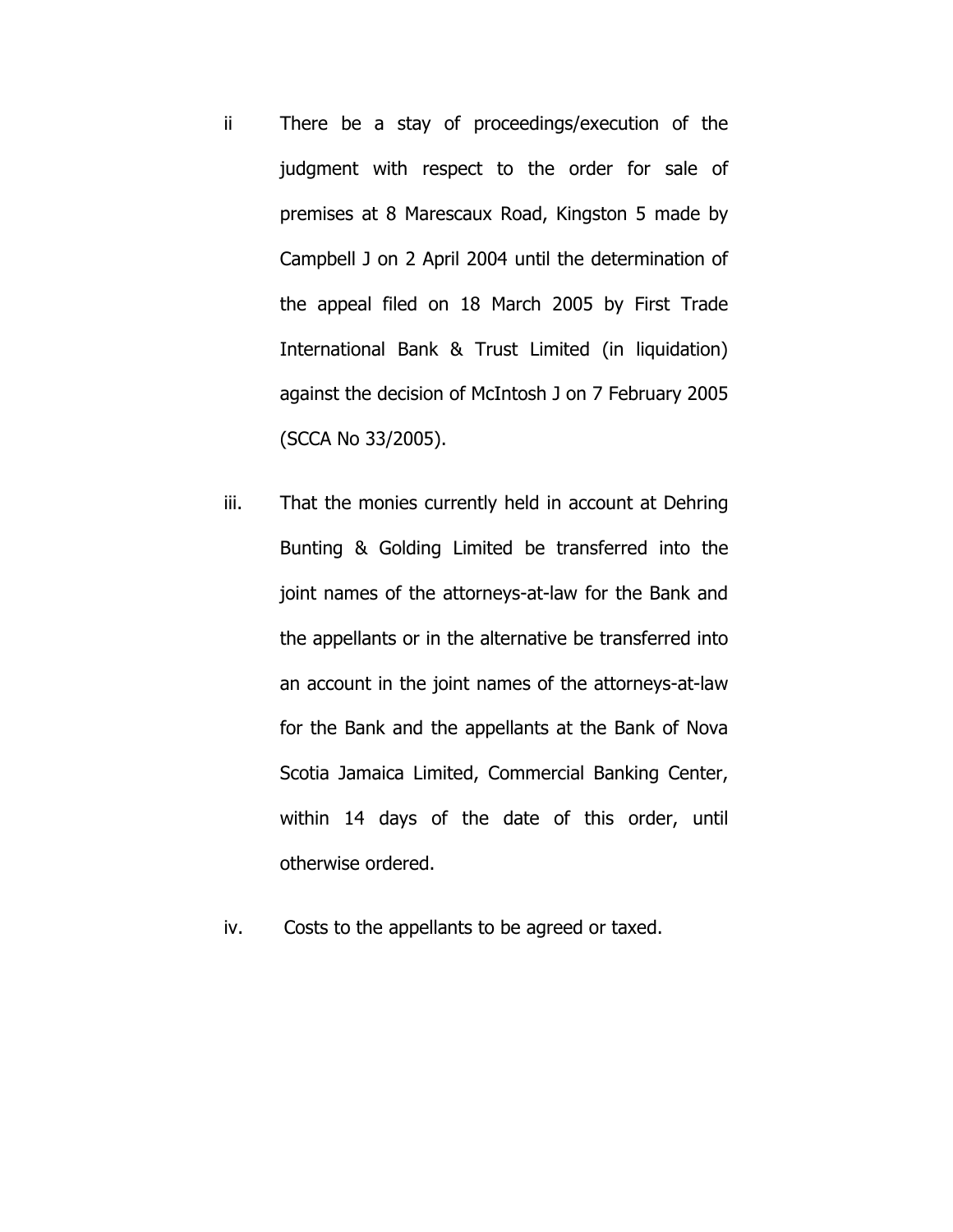ii There be a stay of proceedings/execution of the judgment with respect to the order for sale of premises at 8 Marescaux Road, Kingston 5 made by Campbell J on 2 April 2004 until the determination of the appeal filed on 18 March 2005 by First Trade International Bank & Trust Limited (in liquidation) against the decision of McIntosh J on 7 February 2005 (SCCA No 33/2005).

iii. That the monies currently held in account at Dehring Bunting & Golding Limited be transferred into the joint names of the attorneys-at-law for the Bank and the appellants or in the alternative be transferred into an account in the joint names of the attorneys-at-law for the Bank and the appellants at the Bank of Nova Scotia Jamaica Limited, Commercial Banking Center, within 14 days of the date of this order, until otherwise ordered.

iv. Costs to the appellants to be agreed or taxed.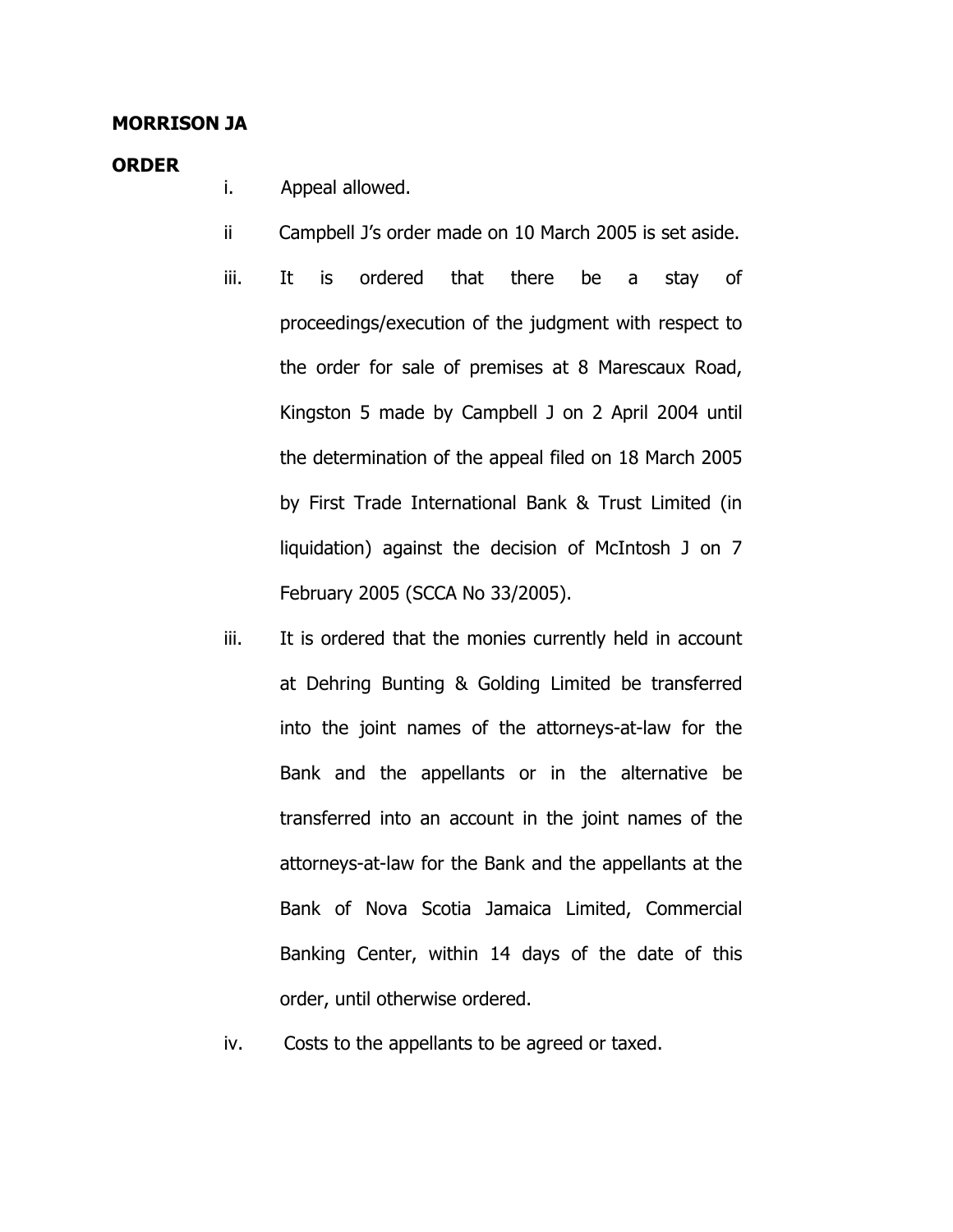**MORRISON JA**

**ORDER**

i. Appeal allowed.

ii Campbell J's order made on 10 March 2005 is set aside.

iii. It is ordered that there be a stay of proceedings/execution of the judgment with respect to the order for sale of premises at 8 Marescaux Road, Kingston 5 made by Campbell J on 2 April 2004 until the determination of the appeal filed on 18 March 2005 by First Trade International Bank & Trust Limited (in liquidation) against the decision of McIntosh J on 7 February 2005 (SCCA No 33/2005).

iii. It is ordered that the monies currently held in account at Dehring Bunting & Golding Limited be transferred into the joint names of the attorneys-at-law for the Bank and the appellants or in the alternative be transferred into an account in the joint names of the attorneys-at-law for the Bank and the appellants at the Bank of Nova Scotia Jamaica Limited, Commercial Banking Center, within 14 days of the date of this order, until otherwise ordered.

iv. Costs to the appellants to be agreed or taxed.